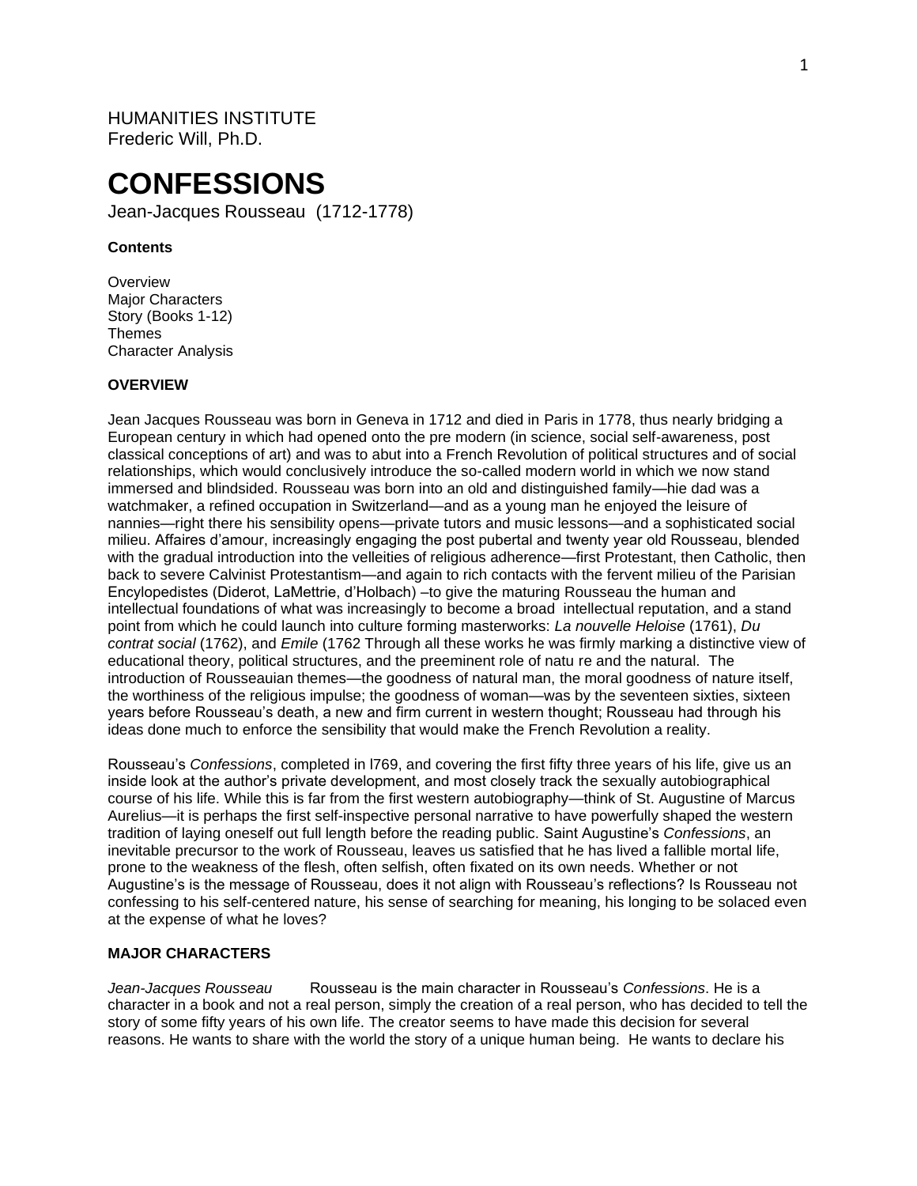HUMANITIES INSTITUTE
Frederic Will, Ph.D.

# CONFESSIONS

Jean-Jacques Rousseau (1712-1778)

**Contents**

Overview
Major Characters
Story (Books 1-12)
Themes
Character Analysis

**OVERVIEW**

Jean Jacques Rousseau was born in Geneva in 1712 and died in Paris in 1778, thus nearly bridging a European century in which had opened onto the pre modern (in science, social self-awareness, post classical conceptions of art) and was to abut into a French Revolution of political structures and of social relationships, which would conclusively introduce the so-called modern world in which we now stand immersed and blindsided. Rousseau was born into an old and distinguished family—hie dad was a watchmaker, a refined occupation in Switzerland—and as a young man he enjoyed the leisure of nannies—right there his sensibility opens—private tutors and music lessons—and a sophisticated social milieu. Affaires d'amour, increasingly engaging the post pubertal and twenty year old Rousseau, blended with the gradual introduction into the velleities of religious adherence—first Protestant, then Catholic, then back to severe Calvinist Protestantism—and again to rich contacts with the fervent milieu of the Parisian Encylopedistes (Diderot, LaMettrie, d'Holbach) –to give the maturing Rousseau the human and intellectual foundations of what was increasingly to become a broad intellectual reputation, and a stand point from which he could launch into culture forming masterworks: *La nouvelle Heloise* (1761), *Du contrat social* (1762), and *Emile* (1762 Through all these works he was firmly marking a distinctive view of educational theory, political structures, and the preeminent role of natu re and the natural. The introduction of Rousseauian themes—the goodness of natural man, the moral goodness of nature itself, the worthiness of the religious impulse; the goodness of woman—was by the seventeen sixties, sixteen years before Rousseau's death, a new and firm current in western thought; Rousseau had through his ideas done much to enforce the sensibility that would make the French Revolution a reality.

Rousseau's *Confessions*, completed in l769, and covering the first fifty three years of his life, give us an inside look at the author's private development, and most closely track the sexually autobiographical course of his life. While this is far from the first western autobiography—think of St. Augustine of Marcus Aurelius—it is perhaps the first self-inspective personal narrative to have powerfully shaped the western tradition of laying oneself out full length before the reading public. Saint Augustine's *Confessions*, an inevitable precursor to the work of Rousseau, leaves us satisfied that he has lived a fallible mortal life, prone to the weakness of the flesh, often selfish, often fixated on its own needs. Whether or not Augustine's is the message of Rousseau, does it not align with Rousseau's reflections? Is Rousseau not confessing to his self-centered nature, his sense of searching for meaning, his longing to be solaced even at the expense of what he loves?

**MAJOR CHARACTERS**

*Jean-Jacques Rousseau* Rousseau is the main character in Rousseau's *Confessions*. He is a character in a book and not a real person, simply the creation of a real person, who has decided to tell the story of some fifty years of his own life. The creator seems to have made this decision for several reasons. He wants to share with the world the story of a unique human being. He wants to declare his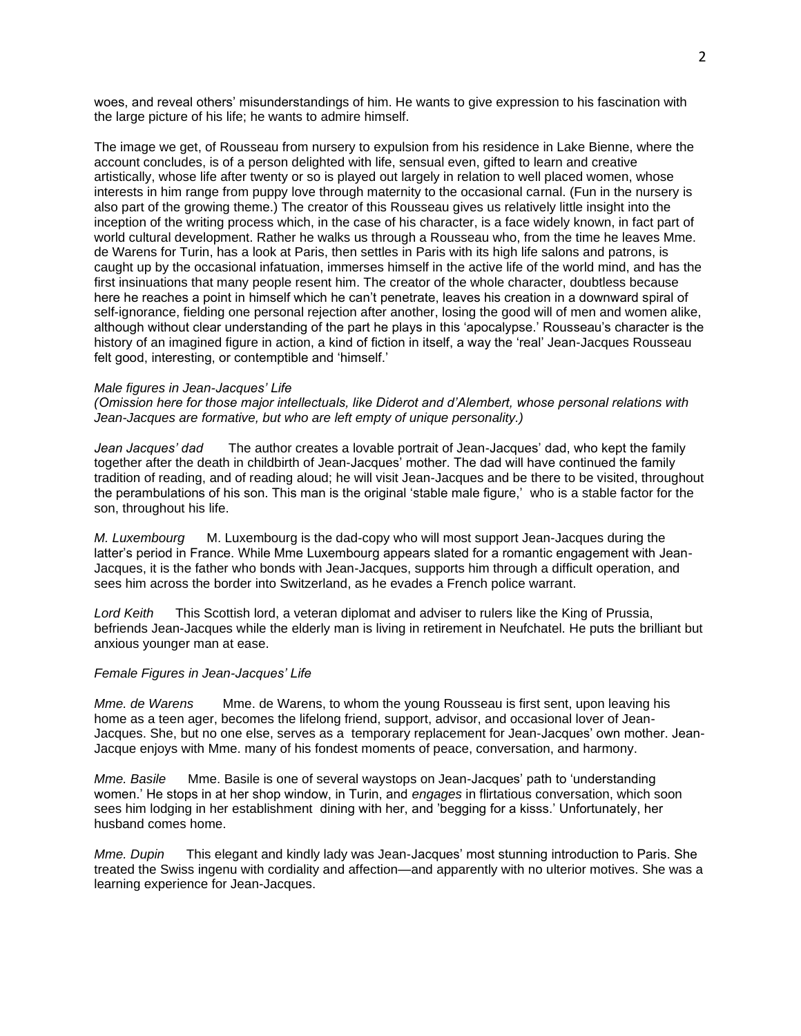woes, and reveal others' misunderstandings of him. He wants to give expression to his fascination with the large picture of his life; he wants to admire himself.

The image we get, of Rousseau from nursery to expulsion from his residence in Lake Bienne, where the account concludes, is of a person delighted with life, sensual even, gifted to learn and creative artistically, whose life after twenty or so is played out largely in relation to well placed women, whose interests in him range from puppy love through maternity to the occasional carnal. (Fun in the nursery is also part of the growing theme.) The creator of this Rousseau gives us relatively little insight into the inception of the writing process which, in the case of his character, is a face widely known, in fact part of world cultural development. Rather he walks us through a Rousseau who, from the time he leaves Mme. de Warens for Turin, has a look at Paris, then settles in Paris with its high life salons and patrons, is caught up by the occasional infatuation, immerses himself in the active life of the world mind, and has the first insinuations that many people resent him. The creator of the whole character, doubtless because here he reaches a point in himself which he can't penetrate, leaves his creation in a downward spiral of self-ignorance, fielding one personal rejection after another, losing the good will of men and women alike, although without clear understanding of the part he plays in this 'apocalypse.' Rousseau's character is the history of an imagined figure in action, a kind of fiction in itself, a way the 'real' Jean-Jacques Rousseau felt good, interesting, or contemptible and 'himself.'

*Male figures in Jean-Jacques' Life*

*(Omission here for those major intellectuals, like Diderot and d'Alembert, whose personal relations with Jean-Jacques are formative, but who are left empty of unique personality.)*

*Jean Jacques' dad* The author creates a lovable portrait of Jean-Jacques' dad, who kept the family together after the death in childbirth of Jean-Jacques' mother. The dad will have continued the family tradition of reading, and of reading aloud; he will visit Jean-Jacques and be there to be visited, throughout the perambulations of his son. This man is the original 'stable male figure,' who is a stable factor for the son, throughout his life.

*M. Luxembourg* M. Luxembourg is the dad-copy who will most support Jean-Jacques during the latter's period in France. While Mme Luxembourg appears slated for a romantic engagement with Jean-Jacques, it is the father who bonds with Jean-Jacques, supports him through a difficult operation, and sees him across the border into Switzerland, as he evades a French police warrant.

*Lord Keith* This Scottish lord, a veteran diplomat and adviser to rulers like the King of Prussia, befriends Jean-Jacques while the elderly man is living in retirement in Neufchatel. He puts the brilliant but anxious younger man at ease.

*Female Figures in Jean-Jacques' Life*

*Mme. de Warens* Mme. de Warens, to whom the young Rousseau is first sent, upon leaving his home as a teen ager, becomes the lifelong friend, support, advisor, and occasional lover of Jean-Jacques. She, but no one else, serves as a temporary replacement for Jean-Jacques' own mother. Jean-Jacque enjoys with Mme. many of his fondest moments of peace, conversation, and harmony.

*Mme. Basile* Mme. Basile is one of several waystops on Jean-Jacques' path to 'understanding women.' He stops in at her shop window, in Turin, and *engages* in flirtatious conversation, which soon sees him lodging in her establishment dining with her, and 'begging for a kisss.' Unfortunately, her husband comes home.

*Mme. Dupin* This elegant and kindly lady was Jean-Jacques' most stunning introduction to Paris. She treated the Swiss ingenu with cordiality and affection—and apparently with no ulterior motives. She was a learning experience for Jean-Jacques.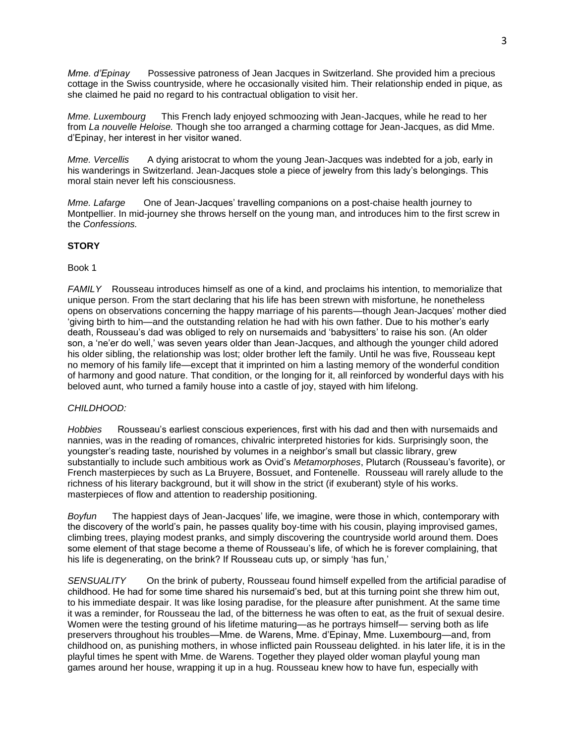*Mme. d'Epinay* Possessive patroness of Jean Jacques in Switzerland. She provided him a precious cottage in the Swiss countryside, where he occasionally visited him. Their relationship ended in pique, as she claimed he paid no regard to his contractual obligation to visit her.

*Mme. Luxembourg* This French lady enjoyed schmoozing with Jean-Jacques, while he read to her from *La nouvelle Heloise.* Though she too arranged a charming cottage for Jean-Jacques, as did Mme. d'Epinay, her interest in her visitor waned.

*Mme. Vercellis* A dying aristocrat to whom the young Jean-Jacques was indebted for a job, early in his wanderings in Switzerland. Jean-Jacques stole a piece of jewelry from this lady's belongings. This moral stain never left his consciousness.

*Mme. Lafarge* One of Jean-Jacques' travelling companions on a post-chaise health journey to Montpellier. In mid-journey she throws herself on the young man, and introduces him to the first screw in the *Confessions.*

**STORY**

Book 1

*FAMILY* Rousseau introduces himself as one of a kind, and proclaims his intention, to memorialize that unique person. From the start declaring that his life has been strewn with misfortune, he nonetheless opens on observations concerning the happy marriage of his parents—though Jean-Jacques' mother died 'giving birth to him—and the outstanding relation he had with his own father. Due to his mother's early death, Rousseau's dad was obliged to rely on nursemaids and 'babysitters' to raise his son. (An older son, a 'ne'er do well,' was seven years older than Jean-Jacques, and although the younger child adored his older sibling, the relationship was lost; older brother left the family. Until he was five, Rousseau kept no memory of his family life—except that it imprinted on him a lasting memory of the wonderful condition of harmony and good nature. That condition, or the longing for it, all reinforced by wonderful days with his beloved aunt, who turned a family house into a castle of joy, stayed with him lifelong.

*CHILDHOOD:*

*Hobbies* Rousseau's earliest conscious experiences, first with his dad and then with nursemaids and nannies, was in the reading of romances, chivalric interpreted histories for kids. Surprisingly soon, the youngster's reading taste, nourished by volumes in a neighbor's small but classic library, grew substantially to include such ambitious work as Ovid's *Metamorphoses*, Plutarch (Rousseau's favorite), or French masterpieces by such as La Bruyere, Bossuet, and Fontenelle. Rousseau will rarely allude to the richness of his literary background, but it will show in the strict (if exuberant) style of his works. masterpieces of flow and attention to readership positioning.

*Boyfun* The happiest days of Jean-Jacques' life, we imagine, were those in which, contemporary with the discovery of the world's pain, he passes quality boy-time with his cousin, playing improvised games, climbing trees, playing modest pranks, and simply discovering the countryside world around them. Does some element of that stage become a theme of Rousseau's life, of which he is forever complaining, that his life is degenerating, on the brink? If Rousseau cuts up, or simply 'has fun,'

*SENSUALITY* On the brink of puberty, Rousseau found himself expelled from the artificial paradise of childhood. He had for some time shared his nursemaid's bed, but at this turning point she threw him out, to his immediate despair. It was like losing paradise, for the pleasure after punishment. At the same time it was a reminder, for Rousseau the lad, of the bitterness he was often to eat, as the fruit of sexual desire. Women were the testing ground of his lifetime maturing—as he portrays himself— serving both as life preservers throughout his troubles—Mme. de Warens, Mme. d'Epinay, Mme. Luxembourg—and, from childhood on, as punishing mothers, in whose inflicted pain Rousseau delighted. in his later life, it is in the playful times he spent with Mme. de Warens. Together they played older woman playful young man games around her house, wrapping it up in a hug. Rousseau knew how to have fun, especially with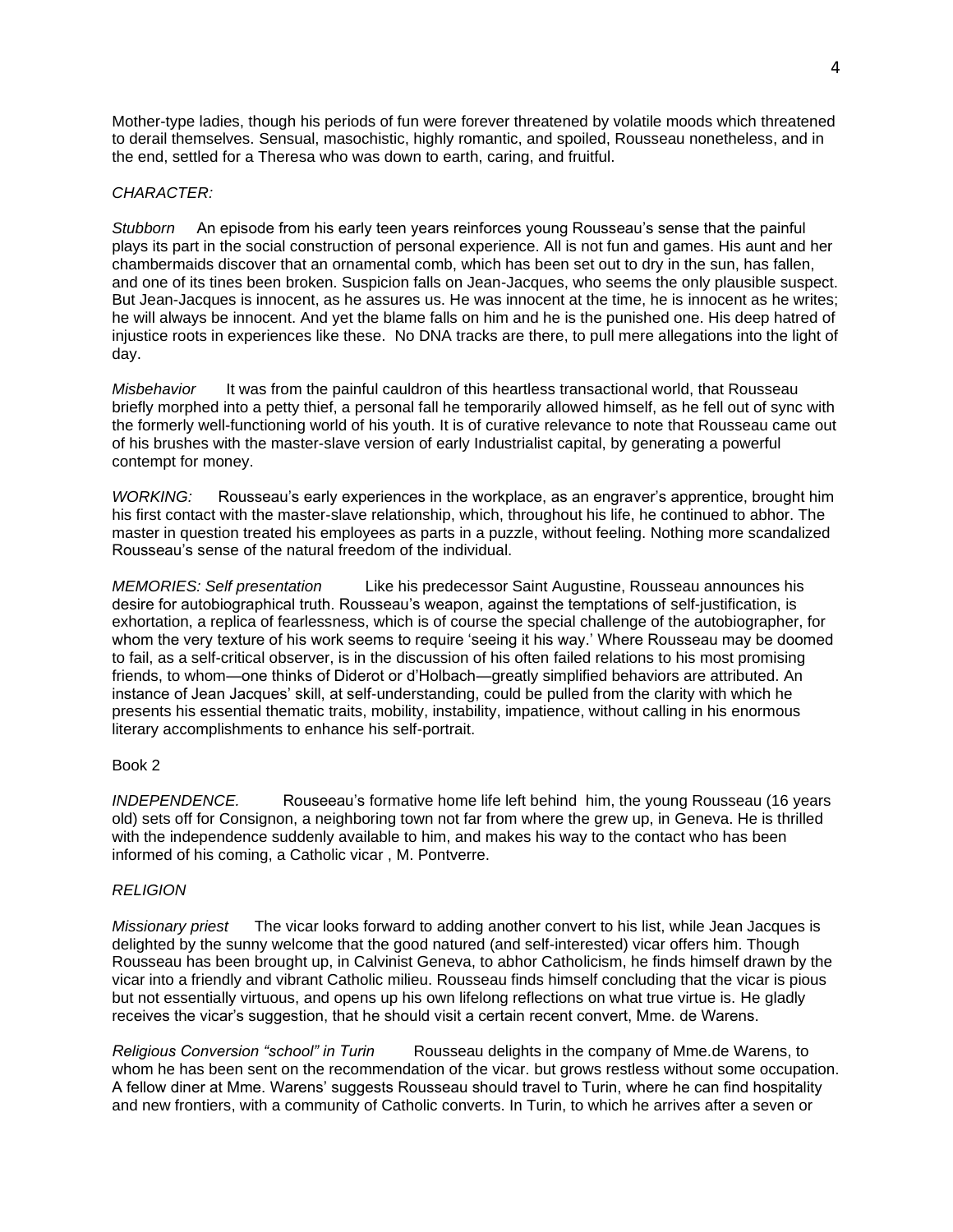Mother-type ladies, though his periods of fun were forever threatened by volatile moods which threatened to derail themselves. Sensual, masochistic, highly romantic, and spoiled, Rousseau nonetheless, and in the end, settled for a Theresa who was down to earth, caring, and fruitful.

*CHARACTER:*

*Stubborn* An episode from his early teen years reinforces young Rousseau's sense that the painful plays its part in the social construction of personal experience. All is not fun and games. His aunt and her chambermaids discover that an ornamental comb, which has been set out to dry in the sun, has fallen, and one of its tines been broken. Suspicion falls on Jean-Jacques, who seems the only plausible suspect. But Jean-Jacques is innocent, as he assures us. He was innocent at the time, he is innocent as he writes; he will always be innocent. And yet the blame falls on him and he is the punished one. His deep hatred of injustice roots in experiences like these. No DNA tracks are there, to pull mere allegations into the light of day.

*Misbehavior* It was from the painful cauldron of this heartless transactional world, that Rousseau briefly morphed into a petty thief, a personal fall he temporarily allowed himself, as he fell out of sync with the formerly well-functioning world of his youth. It is of curative relevance to note that Rousseau came out of his brushes with the master-slave version of early Industrialist capital, by generating a powerful contempt for money.

*WORKING:* Rousseau's early experiences in the workplace, as an engraver's apprentice, brought him his first contact with the master-slave relationship, which, throughout his life, he continued to abhor. The master in question treated his employees as parts in a puzzle, without feeling. Nothing more scandalized Rousseau's sense of the natural freedom of the individual.

*MEMORIES: Self presentation* Like his predecessor Saint Augustine, Rousseau announces his desire for autobiographical truth. Rousseau's weapon, against the temptations of self-justification, is exhortation, a replica of fearlessness, which is of course the special challenge of the autobiographer, for whom the very texture of his work seems to require 'seeing it his way.' Where Rousseau may be doomed to fail, as a self-critical observer, is in the discussion of his often failed relations to his most promising friends, to whom—one thinks of Diderot or d'Holbach—greatly simplified behaviors are attributed. An instance of Jean Jacques' skill, at self-understanding, could be pulled from the clarity with which he presents his essential thematic traits, mobility, instability, impatience, without calling in his enormous literary accomplishments to enhance his self-portrait.

Book 2

*INDEPENDENCE.* Rouseeau's formative home life left behind him, the young Rousseau (16 years old) sets off for Consignon, a neighboring town not far from where the grew up, in Geneva. He is thrilled with the independence suddenly available to him, and makes his way to the contact who has been informed of his coming, a Catholic vicar , M. Pontverre.

*RELIGION*

*Missionary priest* The vicar looks forward to adding another convert to his list, while Jean Jacques is delighted by the sunny welcome that the good natured (and self-interested) vicar offers him. Though Rousseau has been brought up, in Calvinist Geneva, to abhor Catholicism, he finds himself drawn by the vicar into a friendly and vibrant Catholic milieu. Rousseau finds himself concluding that the vicar is pious but not essentially virtuous, and opens up his own lifelong reflections on what true virtue is. He gladly receives the vicar's suggestion, that he should visit a certain recent convert, Mme. de Warens.

*Religious Conversion "school" in Turin* Rousseau delights in the company of Mme.de Warens, to whom he has been sent on the recommendation of the vicar. but grows restless without some occupation. A fellow diner at Mme. Warens' suggests Rousseau should travel to Turin, where he can find hospitality and new frontiers, with a community of Catholic converts. In Turin, to which he arrives after a seven or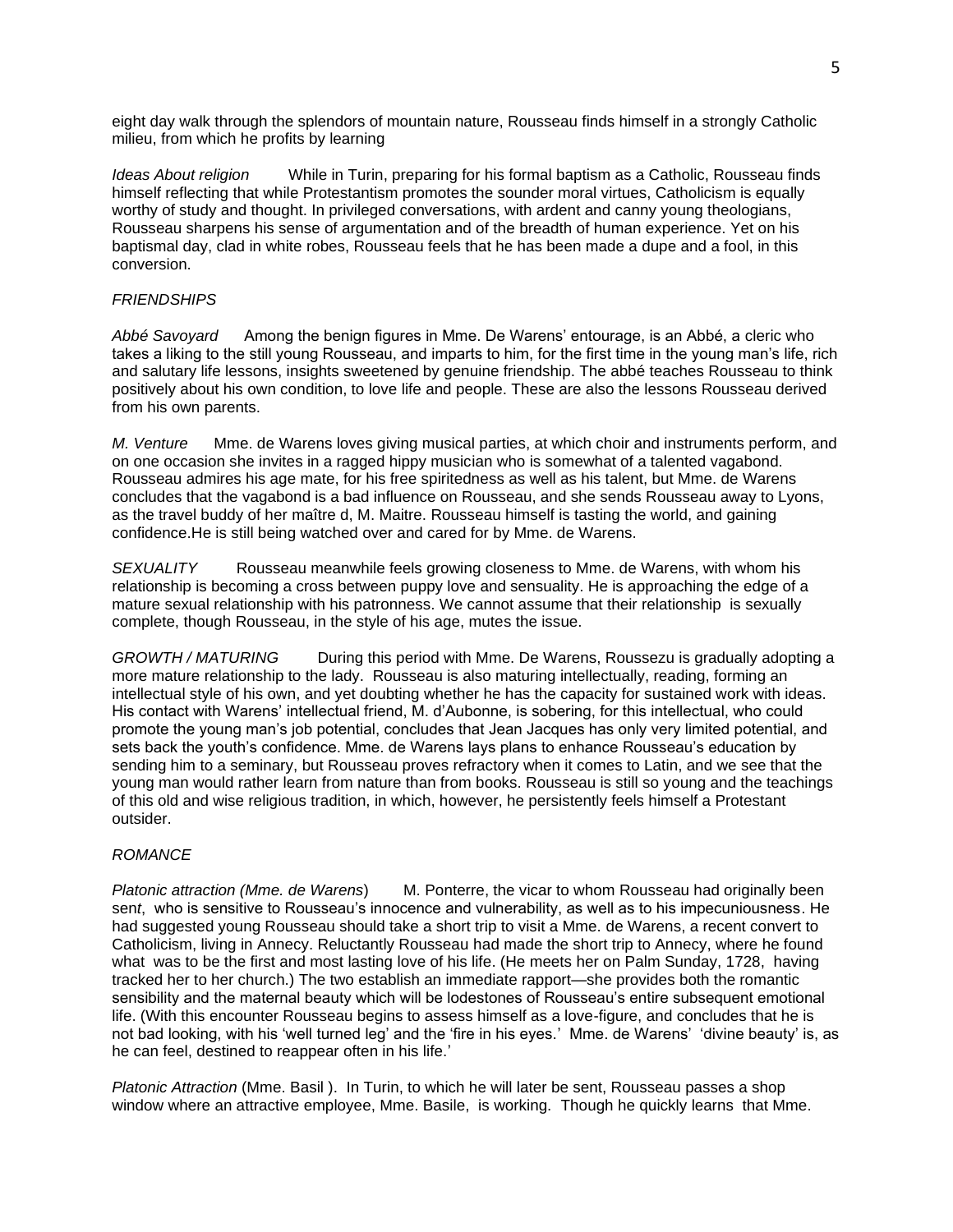eight day walk through the splendors of mountain nature, Rousseau finds himself in a strongly Catholic milieu, from which he profits by learning

*Ideas About religion* While in Turin, preparing for his formal baptism as a Catholic, Rousseau finds himself reflecting that while Protestantism promotes the sounder moral virtues, Catholicism is equally worthy of study and thought. In privileged conversations, with ardent and canny young theologians, Rousseau sharpens his sense of argumentation and of the breadth of human experience. Yet on his baptismal day, clad in white robes, Rousseau feels that he has been made a dupe and a fool, in this conversion.

*FRIENDSHIPS*

*Abbé Savoyard* Among the benign figures in Mme. De Warens' entourage, is an Abbé, a cleric who takes a liking to the still young Rousseau, and imparts to him, for the first time in the young man's life, rich and salutary life lessons, insights sweetened by genuine friendship. The abbé teaches Rousseau to think positively about his own condition, to love life and people. These are also the lessons Rousseau derived from his own parents.

*M. Venture* Mme. de Warens loves giving musical parties, at which choir and instruments perform, and on one occasion she invites in a ragged hippy musician who is somewhat of a talented vagabond. Rousseau admires his age mate, for his free spiritedness as well as his talent, but Mme. de Warens concludes that the vagabond is a bad influence on Rousseau, and she sends Rousseau away to Lyons, as the travel buddy of her maître d, M. Maitre. Rousseau himself is tasting the world, and gaining confidence.He is still being watched over and cared for by Mme. de Warens.

*SEXUALITY* Rousseau meanwhile feels growing closeness to Mme. de Warens, with whom his relationship is becoming a cross between puppy love and sensuality. He is approaching the edge of a mature sexual relationship with his patronness. We cannot assume that their relationship is sexually complete, though Rousseau, in the style of his age, mutes the issue.

*GROWTH / MATURING* During this period with Mme. De Warens, Roussezu is gradually adopting a more mature relationship to the lady. Rousseau is also maturing intellectually, reading, forming an intellectual style of his own, and yet doubting whether he has the capacity for sustained work with ideas. His contact with Warens' intellectual friend, M. d'Aubonne, is sobering, for this intellectual, who could promote the young man's job potential, concludes that Jean Jacques has only very limited potential, and sets back the youth's confidence. Mme. de Warens lays plans to enhance Rousseau's education by sending him to a seminary, but Rousseau proves refractory when it comes to Latin, and we see that the young man would rather learn from nature than from books. Rousseau is still so young and the teachings of this old and wise religious tradition, in which, however, he persistently feels himself a Protestant outsider.

*ROMANCE*

*Platonic attraction (Mme. de Warens*) M. Ponterre, the vicar to whom Rousseau had originally been sen*t*, who is sensitive to Rousseau's innocence and vulnerability, as well as to his impecuniousness. He had suggested young Rousseau should take a short trip to visit a Mme. de Warens, a recent convert to Catholicism, living in Annecy. Reluctantly Rousseau had made the short trip to Annecy, where he found what was to be the first and most lasting love of his life. (He meets her on Palm Sunday, 1728, having tracked her to her church.) The two establish an immediate rapport—she provides both the romantic sensibility and the maternal beauty which will be lodestones of Rousseau's entire subsequent emotional life. (With this encounter Rousseau begins to assess himself as a love-figure, and concludes that he is not bad looking, with his 'well turned leg' and the 'fire in his eyes.' Mme. de Warens' 'divine beauty' is, as he can feel, destined to reappear often in his life.'

*Platonic Attraction* (Mme. Basil ). In Turin, to which he will later be sent, Rousseau passes a shop window where an attractive employee, Mme. Basile, is working. Though he quickly learns that Mme.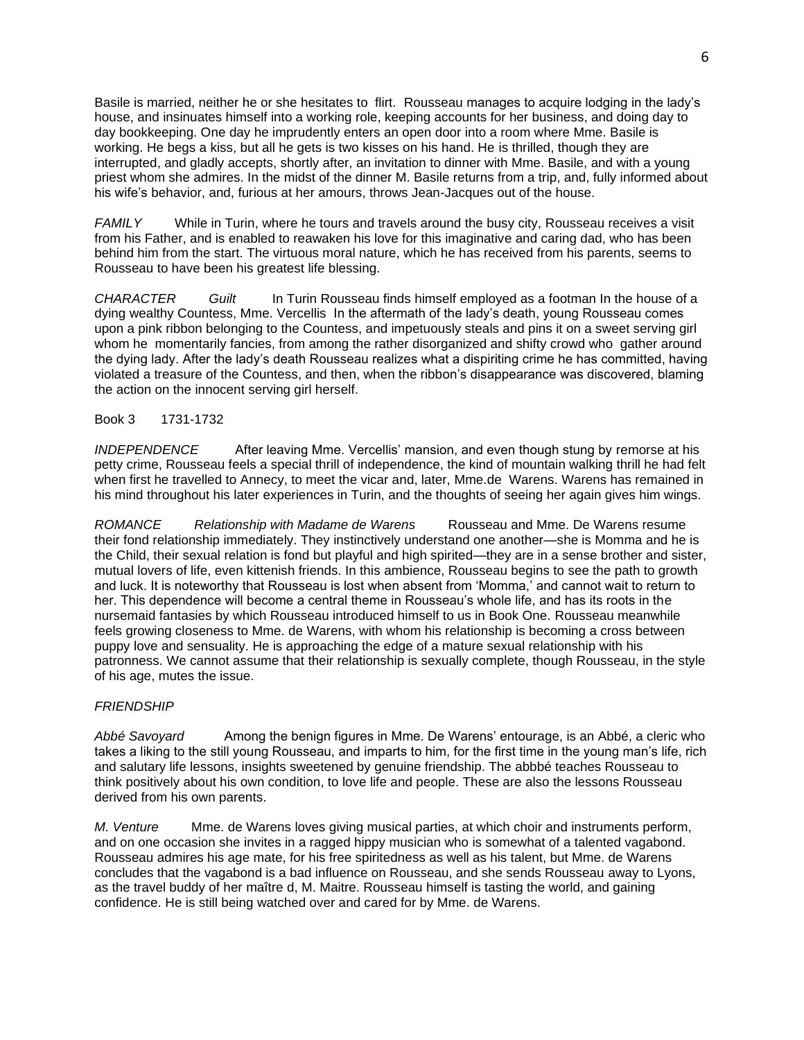Basile is married, neither he or she hesitates to flirt. Rousseau manages to acquire lodging in the lady's house, and insinuates himself into a working role, keeping accounts for her business, and doing day to day bookkeeping. One day he imprudently enters an open door into a room where Mme. Basile is working. He begs a kiss, but all he gets is two kisses on his hand. He is thrilled, though they are interrupted, and gladly accepts, shortly after, an invitation to dinner with Mme. Basile, and with a young priest whom she admires. In the midst of the dinner M. Basile returns from a trip, and, fully informed about his wife's behavior, and, furious at her amours, throws Jean-Jacques out of the house.

*FAMILY* While in Turin, where he tours and travels around the busy city, Rousseau receives a visit from his Father, and is enabled to reawaken his love for this imaginative and caring dad, who has been behind him from the start. The virtuous moral nature, which he has received from his parents, seems to Rousseau to have been his greatest life blessing.

*CHARACTER* *Guilt* In Turin Rousseau finds himself employed as a footman In the house of a dying wealthy Countess, Mme. Vercellis In the aftermath of the lady's death, young Rousseau comes upon a pink ribbon belonging to the Countess, and impetuously steals and pins it on a sweet serving girl whom he momentarily fancies, from among the rather disorganized and shifty crowd who gather around the dying lady. After the lady's death Rousseau realizes what a dispiriting crime he has committed, having violated a treasure of the Countess, and then, when the ribbon's disappearance was discovered, blaming the action on the innocent serving girl herself.

Book 3 1731-1732

*INDEPENDENCE* After leaving Mme. Vercellis' mansion, and even though stung by remorse at his petty crime, Rousseau feels a special thrill of independence, the kind of mountain walking thrill he had felt when first he travelled to Annecy, to meet the vicar and, later, Mme.de Warens. Warens has remained in his mind throughout his later experiences in Turin, and the thoughts of seeing her again gives him wings.

*ROMANCE* *Relationship with Madame de Warens* Rousseau and Mme. De Warens resume their fond relationship immediately. They instinctively understand one another—she is Momma and he is the Child, their sexual relation is fond but playful and high spirited—they are in a sense brother and sister, mutual lovers of life, even kittenish friends. In this ambience, Rousseau begins to see the path to growth and luck. It is noteworthy that Rousseau is lost when absent from 'Momma,' and cannot wait to return to her. This dependence will become a central theme in Rousseau's whole life, and has its roots in the nursemaid fantasies by which Rousseau introduced himself to us in Book One. Rousseau meanwhile feels growing closeness to Mme. de Warens, with whom his relationship is becoming a cross between puppy love and sensuality. He is approaching the edge of a mature sexual relationship with his patronness. We cannot assume that their relationship is sexually complete, though Rousseau, in the style of his age, mutes the issue.

*FRIENDSHIP*

*Abbé Savoyard* Among the benign figures in Mme. De Warens' entourage, is an Abbé, a cleric who takes a liking to the still young Rousseau, and imparts to him, for the first time in the young man's life, rich and salutary life lessons, insights sweetened by genuine friendship. The abbbé teaches Rousseau to think positively about his own condition, to love life and people. These are also the lessons Rousseau derived from his own parents.

*M. Venture* Mme. de Warens loves giving musical parties, at which choir and instruments perform, and on one occasion she invites in a ragged hippy musician who is somewhat of a talented vagabond. Rousseau admires his age mate, for his free spiritedness as well as his talent, but Mme. de Warens concludes that the vagabond is a bad influence on Rousseau, and she sends Rousseau away to Lyons, as the travel buddy of her maître d, M. Maitre. Rousseau himself is tasting the world, and gaining confidence. He is still being watched over and cared for by Mme. de Warens.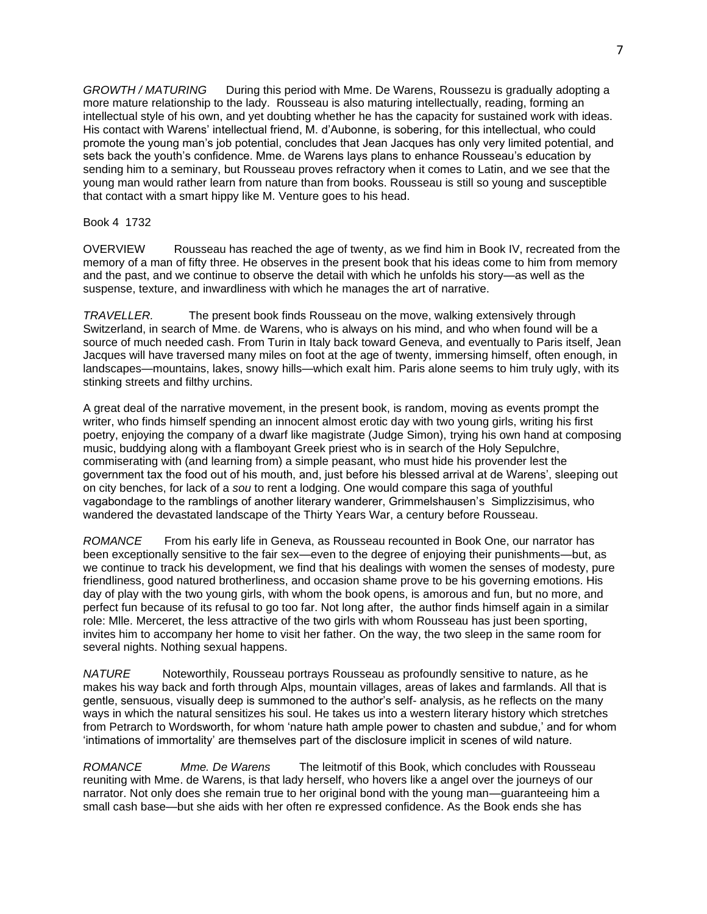*GROWTH / MATURING* During this period with Mme. De Warens, Roussezu is gradually adopting a more mature relationship to the lady. Rousseau is also maturing intellectually, reading, forming an intellectual style of his own, and yet doubting whether he has the capacity for sustained work with ideas. His contact with Warens' intellectual friend, M. d'Aubonne, is sobering, for this intellectual, who could promote the young man's job potential, concludes that Jean Jacques has only very limited potential, and sets back the youth's confidence. Mme. de Warens lays plans to enhance Rousseau's education by sending him to a seminary, but Rousseau proves refractory when it comes to Latin, and we see that the young man would rather learn from nature than from books. Rousseau is still so young and susceptible that contact with a smart hippy like M. Venture goes to his head.

Book 4 1732

OVERVIEW Rousseau has reached the age of twenty, as we find him in Book IV, recreated from the memory of a man of fifty three. He observes in the present book that his ideas come to him from memory and the past, and we continue to observe the detail with which he unfolds his story—as well as the suspense, texture, and inwardliness with which he manages the art of narrative.

*TRAVELLER.* The present book finds Rousseau on the move, walking extensively through Switzerland, in search of Mme. de Warens, who is always on his mind, and who when found will be a source of much needed cash. From Turin in Italy back toward Geneva, and eventually to Paris itself, Jean Jacques will have traversed many miles on foot at the age of twenty, immersing himself, often enough, in landscapes—mountains, lakes, snowy hills—which exalt him. Paris alone seems to him truly ugly, with its stinking streets and filthy urchins.

A great deal of the narrative movement, in the present book, is random, moving as events prompt the writer, who finds himself spending an innocent almost erotic day with two young girls, writing his first poetry, enjoying the company of a dwarf like magistrate (Judge Simon), trying his own hand at composing music, buddying along with a flamboyant Greek priest who is in search of the Holy Sepulchre, commiserating with (and learning from) a simple peasant, who must hide his provender lest the government tax the food out of his mouth, and, just before his blessed arrival at de Warens', sleeping out on city benches, for lack of a *sou* to rent a lodging. One would compare this saga of youthful vagabondage to the ramblings of another literary wanderer, Grimmelshausen's Simplizzisimus, who wandered the devastated landscape of the Thirty Years War, a century before Rousseau.

*ROMANCE* From his early life in Geneva, as Rousseau recounted in Book One, our narrator has been exceptionally sensitive to the fair sex—even to the degree of enjoying their punishments—but, as we continue to track his development, we find that his dealings with women the senses of modesty, pure friendliness, good natured brotherliness, and occasion shame prove to be his governing emotions. His day of play with the two young girls, with whom the book opens, is amorous and fun, but no more, and perfect fun because of its refusal to go too far. Not long after, the author finds himself again in a similar role: Mlle. Merceret, the less attractive of the two girls with whom Rousseau has just been sporting, invites him to accompany her home to visit her father. On the way, the two sleep in the same room for several nights. Nothing sexual happens.

*NATURE* Noteworthily, Rousseau portrays Rousseau as profoundly sensitive to nature, as he makes his way back and forth through Alps, mountain villages, areas of lakes and farmlands. All that is gentle, sensuous, visually deep is summoned to the author's self- analysis, as he reflects on the many ways in which the natural sensitizes his soul. He takes us into a western literary history which stretches from Petrarch to Wordsworth, for whom 'nature hath ample power to chasten and subdue,' and for whom 'intimations of immortality' are themselves part of the disclosure implicit in scenes of wild nature.

*ROMANCE* *Mme. De Warens* The leitmotif of this Book, which concludes with Rousseau reuniting with Mme. de Warens, is that lady herself, who hovers like a angel over the journeys of our narrator. Not only does she remain true to her original bond with the young man—guaranteeing him a small cash base—but she aids with her often re expressed confidence. As the Book ends she has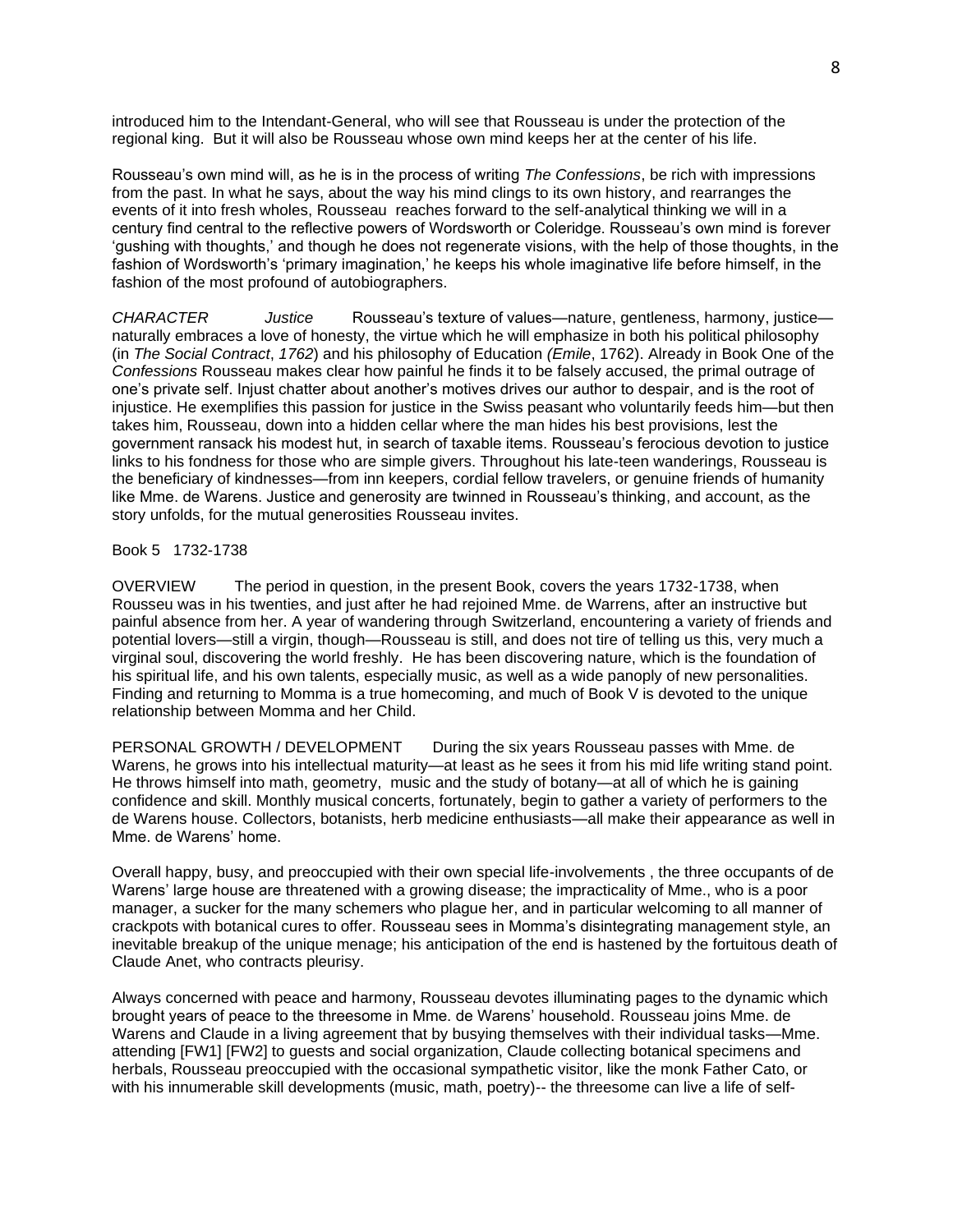introduced him to the Intendant-General, who will see that Rousseau is under the protection of the regional king. But it will also be Rousseau whose own mind keeps her at the center of his life.

Rousseau's own mind will, as he is in the process of writing *The Confessions*, be rich with impressions from the past. In what he says, about the way his mind clings to its own history, and rearranges the events of it into fresh wholes, Rousseau reaches forward to the self-analytical thinking we will in a century find central to the reflective powers of Wordsworth or Coleridge. Rousseau's own mind is forever 'gushing with thoughts,' and though he does not regenerate visions, with the help of those thoughts, in the fashion of Wordsworth's 'primary imagination,' he keeps his whole imaginative life before himself, in the fashion of the most profound of autobiographers.

*CHARACTER* *Justice* Rousseau's texture of values—nature, gentleness, harmony, justice—naturally embraces a love of honesty, the virtue which he will emphasize in both his political philosophy (in *The Social Contract*, *1762*) and his philosophy of Education *(Emile*, 1762). Already in Book One of the *Confessions* Rousseau makes clear how painful he finds it to be falsely accused, the primal outrage of one's private self. Injust chatter about another's motives drives our author to despair, and is the root of injustice. He exemplifies this passion for justice in the Swiss peasant who voluntarily feeds him—but then takes him, Rousseau, down into a hidden cellar where the man hides his best provisions, lest the government ransack his modest hut, in search of taxable items. Rousseau's ferocious devotion to justice links to his fondness for those who are simple givers. Throughout his late-teen wanderings, Rousseau is the beneficiary of kindnesses—from inn keepers, cordial fellow travelers, or genuine friends of humanity like Mme. de Warens. Justice and generosity are twinned in Rousseau's thinking, and account, as the story unfolds, for the mutual generosities Rousseau invites.

Book 5 1732-1738

OVERVIEW The period in question, in the present Book, covers the years 1732-1738, when Rousseu was in his twenties, and just after he had rejoined Mme. de Warrens, after an instructive but painful absence from her. A year of wandering through Switzerland, encountering a variety of friends and potential lovers—still a virgin, though—Rousseau is still, and does not tire of telling us this, very much a virginal soul, discovering the world freshly. He has been discovering nature, which is the foundation of his spiritual life, and his own talents, especially music, as well as a wide panoply of new personalities. Finding and returning to Momma is a true homecoming, and much of Book V is devoted to the unique relationship between Momma and her Child.

PERSONAL GROWTH / DEVELOPMENT During the six years Rousseau passes with Mme. de Warens, he grows into his intellectual maturity—at least as he sees it from his mid life writing stand point. He throws himself into math, geometry, music and the study of botany—at all of which he is gaining confidence and skill. Monthly musical concerts, fortunately, begin to gather a variety of performers to the de Warens house. Collectors, botanists, herb medicine enthusiasts—all make their appearance as well in Mme. de Warens' home.

Overall happy, busy, and preoccupied with their own special life-involvements , the three occupants of de Warens' large house are threatened with a growing disease; the impracticality of Mme., who is a poor manager, a sucker for the many schemers who plague her, and in particular welcoming to all manner of crackpots with botanical cures to offer. Rousseau sees in Momma's disintegrating management style, an inevitable breakup of the unique menage; his anticipation of the end is hastened by the fortuitous death of Claude Anet, who contracts pleurisy.

Always concerned with peace and harmony, Rousseau devotes illuminating pages to the dynamic which brought years of peace to the threesome in Mme. de Warens' household. Rousseau joins Mme. de Warens and Claude in a living agreement that by busying themselves with their individual tasks—Mme. attending [FW1] [FW2] to guests and social organization, Claude collecting botanical specimens and herbals, Rousseau preoccupied with the occasional sympathetic visitor, like the monk Father Cato, or with his innumerable skill developments (music, math, poetry)-- the threesome can live a life of self-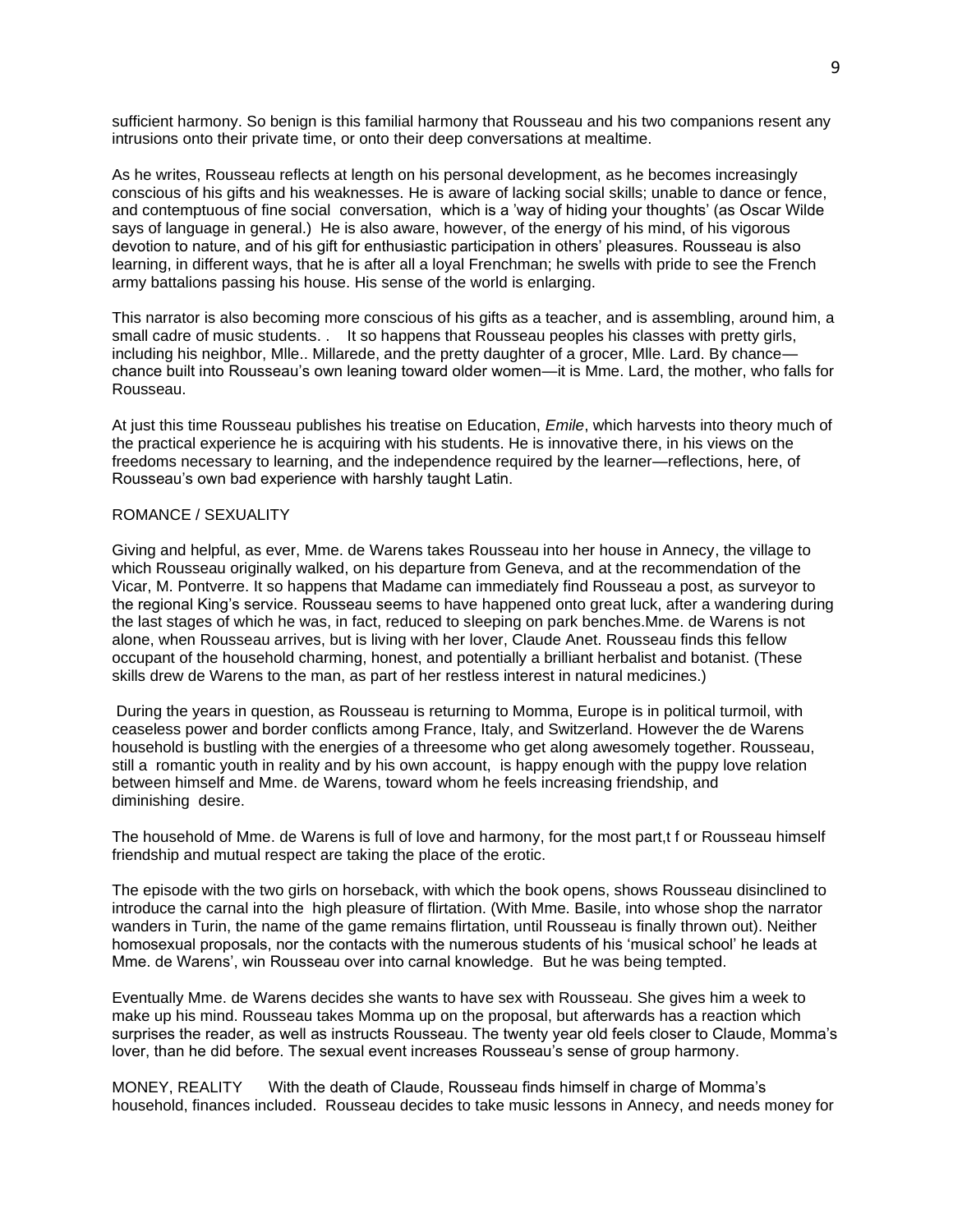sufficient harmony. So benign is this familial harmony that Rousseau and his two companions resent any intrusions onto their private time, or onto their deep conversations at mealtime.

As he writes, Rousseau reflects at length on his personal development, as he becomes increasingly conscious of his gifts and his weaknesses. He is aware of lacking social skills; unable to dance or fence, and contemptuous of fine social conversation, which is a 'way of hiding your thoughts' (as Oscar Wilde says of language in general.) He is also aware, however, of the energy of his mind, of his vigorous devotion to nature, and of his gift for enthusiastic participation in others' pleasures. Rousseau is also learning, in different ways, that he is after all a loyal Frenchman; he swells with pride to see the French army battalions passing his house. His sense of the world is enlarging.

This narrator is also becoming more conscious of his gifts as a teacher, and is assembling, around him, a small cadre of music students. . It so happens that Rousseau peoples his classes with pretty girls, including his neighbor, Mlle.. Millarede, and the pretty daughter of a grocer, Mlle. Lard. By chance—chance built into Rousseau's own leaning toward older women—it is Mme. Lard, the mother, who falls for Rousseau.

At just this time Rousseau publishes his treatise on Education, *Emile*, which harvests into theory much of the practical experience he is acquiring with his students. He is innovative there, in his views on the freedoms necessary to learning, and the independence required by the learner—reflections, here, of Rousseau's own bad experience with harshly taught Latin.

ROMANCE / SEXUALITY

Giving and helpful, as ever, Mme. de Warens takes Rousseau into her house in Annecy, the village to which Rousseau originally walked, on his departure from Geneva, and at the recommendation of the Vicar, M. Pontverre. It so happens that Madame can immediately find Rousseau a post, as surveyor to the regional King's service. Rousseau seems to have happened onto great luck, after a wandering during the last stages of which he was, in fact, reduced to sleeping on park benches.Mme. de Warens is not alone, when Rousseau arrives, but is living with her lover, Claude Anet. Rousseau finds this fellow occupant of the household charming, honest, and potentially a brilliant herbalist and botanist. (These skills drew de Warens to the man, as part of her restless interest in natural medicines.)

During the years in question, as Rousseau is returning to Momma, Europe is in political turmoil, with ceaseless power and border conflicts among France, Italy, and Switzerland. However the de Warens household is bustling with the energies of a threesome who get along awesomely together. Rousseau, still a romantic youth in reality and by his own account, is happy enough with the puppy love relation between himself and Mme. de Warens, toward whom he feels increasing friendship, and diminishing desire.

The household of Mme. de Warens is full of love and harmony, for the most part,t f or Rousseau himself friendship and mutual respect are taking the place of the erotic.

The episode with the two girls on horseback, with which the book opens, shows Rousseau disinclined to introduce the carnal into the high pleasure of flirtation. (With Mme. Basile, into whose shop the narrator wanders in Turin, the name of the game remains flirtation, until Rousseau is finally thrown out). Neither homosexual proposals, nor the contacts with the numerous students of his 'musical school' he leads at Mme. de Warens', win Rousseau over into carnal knowledge. But he was being tempted.

Eventually Mme. de Warens decides she wants to have sex with Rousseau. She gives him a week to make up his mind. Rousseau takes Momma up on the proposal, but afterwards has a reaction which surprises the reader, as well as instructs Rousseau. The twenty year old feels closer to Claude, Momma's lover, than he did before. The sexual event increases Rousseau's sense of group harmony.

MONEY, REALITY With the death of Claude, Rousseau finds himself in charge of Momma's household, finances included. Rousseau decides to take music lessons in Annecy, and needs money for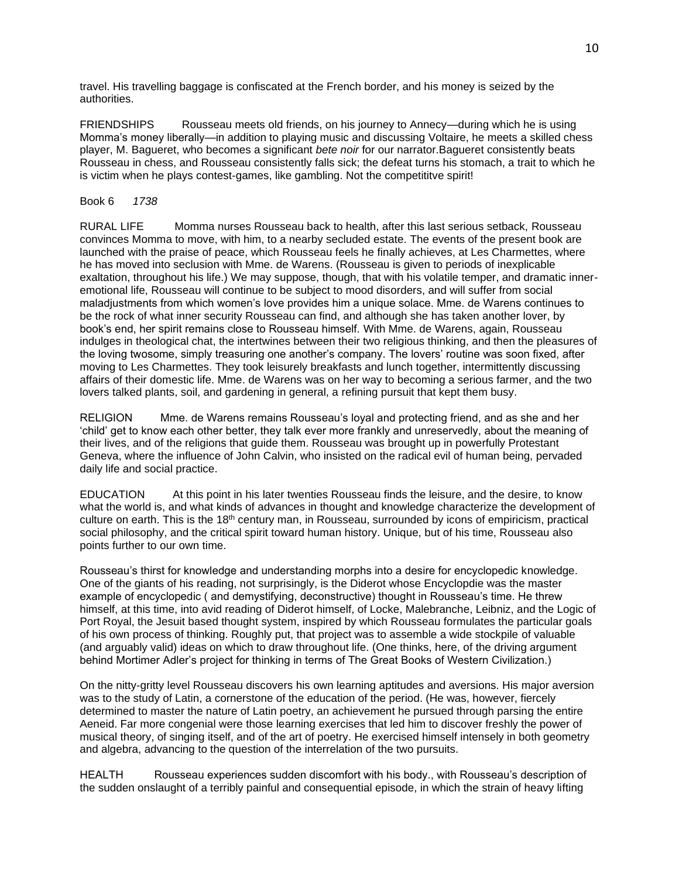travel. His travelling baggage is confiscated at the French border, and his money is seized by the authorities.

FRIENDSHIPS Rousseau meets old friends, on his journey to Annecy—during which he is using Momma's money liberally—in addition to playing music and discussing Voltaire, he meets a skilled chess player, M. Bagueret, who becomes a significant *bete noir* for our narrator.Bagueret consistently beats Rousseau in chess, and Rousseau consistently falls sick; the defeat turns his stomach, a trait to which he is victim when he plays contest-games, like gambling. Not the competititve spirit!

Book 6 *1738*

RURAL LIFE Momma nurses Rousseau back to health, after this last serious setback, Rousseau convinces Momma to move, with him, to a nearby secluded estate. The events of the present book are launched with the praise of peace, which Rousseau feels he finally achieves, at Les Charmettes, where he has moved into seclusion with Mme. de Warens. (Rousseau is given to periods of inexplicable exaltation, throughout his life.) We may suppose, though, that with his volatile temper, and dramatic inner-emotional life, Rousseau will continue to be subject to mood disorders, and will suffer from social maladjustments from which women's love provides him a unique solace. Mme. de Warens continues to be the rock of what inner security Rousseau can find, and although she has taken another lover, by book's end, her spirit remains close to Rousseau himself. With Mme. de Warens, again, Rousseau indulges in theological chat, the intertwines between their two religious thinking, and then the pleasures of the loving twosome, simply treasuring one another's company. The lovers' routine was soon fixed, after moving to Les Charmettes. They took leisurely breakfasts and lunch together, intermittently discussing affairs of their domestic life. Mme. de Warens was on her way to becoming a serious farmer, and the two lovers talked plants, soil, and gardening in general, a refining pursuit that kept them busy.

RELIGION Mme. de Warens remains Rousseau's loyal and protecting friend, and as she and her 'child' get to know each other better, they talk ever more frankly and unreservedly, about the meaning of their lives, and of the religions that guide them. Rousseau was brought up in powerfully Protestant Geneva, where the influence of John Calvin, who insisted on the radical evil of human being, pervaded daily life and social practice.

EDUCATION At this point in his later twenties Rousseau finds the leisure, and the desire, to know what the world is, and what kinds of advances in thought and knowledge characterize the development of culture on earth. This is the 18th century man, in Rousseau, surrounded by icons of empiricism, practical social philosophy, and the critical spirit toward human history. Unique, but of his time, Rousseau also points further to our own time.

Rousseau's thirst for knowledge and understanding morphs into a desire for encyclopedic knowledge. One of the giants of his reading, not surprisingly, is the Diderot whose Encyclopdie was the master example of encyclopedic ( and demystifying, deconstructive) thought in Rousseau's time. He threw himself, at this time, into avid reading of Diderot himself, of Locke, Malebranche, Leibniz, and the Logic of Port Royal, the Jesuit based thought system, inspired by which Rousseau formulates the particular goals of his own process of thinking. Roughly put, that project was to assemble a wide stockpile of valuable (and arguably valid) ideas on which to draw throughout life. (One thinks, here, of the driving argument behind Mortimer Adler's project for thinking in terms of The Great Books of Western Civilization.)

On the nitty-gritty level Rousseau discovers his own learning aptitudes and aversions. His major aversion was to the study of Latin, a cornerstone of the education of the period. (He was, however, fiercely determined to master the nature of Latin poetry, an achievement he pursued through parsing the entire Aeneid. Far more congenial were those learning exercises that led him to discover freshly the power of musical theory, of singing itself, and of the art of poetry. He exercised himself intensely in both geometry and algebra, advancing to the question of the interrelation of the two pursuits.

HEALTH Rousseau experiences sudden discomfort with his body., with Rousseau's description of the sudden onslaught of a terribly painful and consequential episode, in which the strain of heavy lifting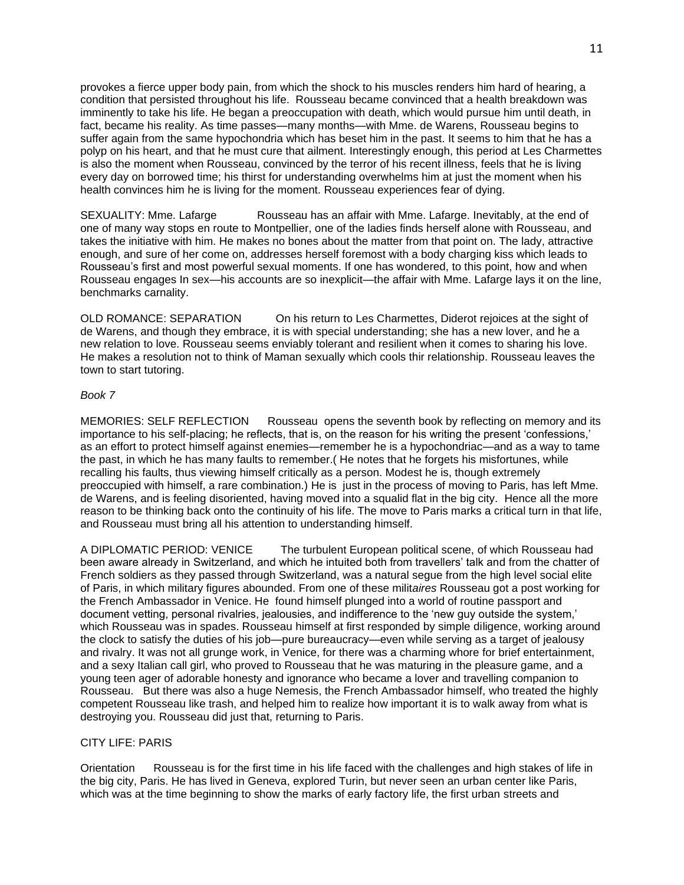provokes a fierce upper body pain, from which the shock to his muscles renders him hard of hearing, a condition that persisted throughout his life. Rousseau became convinced that a health breakdown was imminently to take his life. He began a preoccupation with death, which would pursue him until death, in fact, became his reality. As time passes—many months—with Mme. de Warens, Rousseau begins to suffer again from the same hypochondria which has beset him in the past. It seems to him that he has a polyp on his heart, and that he must cure that ailment. Interestingly enough, this period at Les Charmettes is also the moment when Rousseau, convinced by the terror of his recent illness, feels that he is living every day on borrowed time; his thirst for understanding overwhelms him at just the moment when his health convinces him he is living for the moment. Rousseau experiences fear of dying.

SEXUALITY: Mme. Lafarge Rousseau has an affair with Mme. Lafarge. Inevitably, at the end of one of many way stops en route to Montpellier, one of the ladies finds herself alone with Rousseau, and takes the initiative with him. He makes no bones about the matter from that point on. The lady, attractive enough, and sure of her come on, addresses herself foremost with a body charging kiss which leads to Rousseau's first and most powerful sexual moments. If one has wondered, to this point, how and when Rousseau engages In sex—his accounts are so inexplicit—the affair with Mme. Lafarge lays it on the line, benchmarks carnality.

OLD ROMANCE: SEPARATION On his return to Les Charmettes, Diderot rejoices at the sight of de Warens, and though they embrace, it is with special understanding; she has a new lover, and he a new relation to love. Rousseau seems enviably tolerant and resilient when it comes to sharing his love. He makes a resolution not to think of Maman sexually which cools thir relationship. Rousseau leaves the town to start tutoring.

*Book 7*

MEMORIES: SELF REFLECTION Rousseau opens the seventh book by reflecting on memory and its importance to his self-placing; he reflects, that is, on the reason for his writing the present 'confessions,' as an effort to protect himself against enemies—remember he is a hypochondriac—and as a way to tame the past, in which he has many faults to remember.( He notes that he forgets his misfortunes, while recalling his faults, thus viewing himself critically as a person. Modest he is, though extremely preoccupied with himself, a rare combination.) He is just in the process of moving to Paris, has left Mme. de Warens, and is feeling disoriented, having moved into a squalid flat in the big city. Hence all the more reason to be thinking back onto the continuity of his life. The move to Paris marks a critical turn in that life, and Rousseau must bring all his attention to understanding himself.

A DIPLOMATIC PERIOD: VENICE The turbulent European political scene, of which Rousseau had been aware already in Switzerland, and which he intuited both from travellers' talk and from the chatter of French soldiers as they passed through Switzerland, was a natural segue from the high level social elite of Paris, in which military figures abounded. From one of these milit*aires* Rousseau got a post working for the French Ambassador in Venice. He found himself plunged into a world of routine passport and document vetting, personal rivalries, jealousies, and indifference to the 'new guy outside the system,' which Rousseau was in spades. Rousseau himself at first responded by simple diligence, working around the clock to satisfy the duties of his job—pure bureaucracy—even while serving as a target of jealousy and rivalry. It was not all grunge work, in Venice, for there was a charming whore for brief entertainment, and a sexy Italian call girl, who proved to Rousseau that he was maturing in the pleasure game, and a young teen ager of adorable honesty and ignorance who became a lover and travelling companion to Rousseau. But there was also a huge Nemesis, the French Ambassador himself, who treated the highly competent Rousseau like trash, and helped him to realize how important it is to walk away from what is destroying you. Rousseau did just that, returning to Paris.

CITY LIFE: PARIS

Orientation Rousseau is for the first time in his life faced with the challenges and high stakes of life in the big city, Paris. He has lived in Geneva, explored Turin, but never seen an urban center like Paris, which was at the time beginning to show the marks of early factory life, the first urban streets and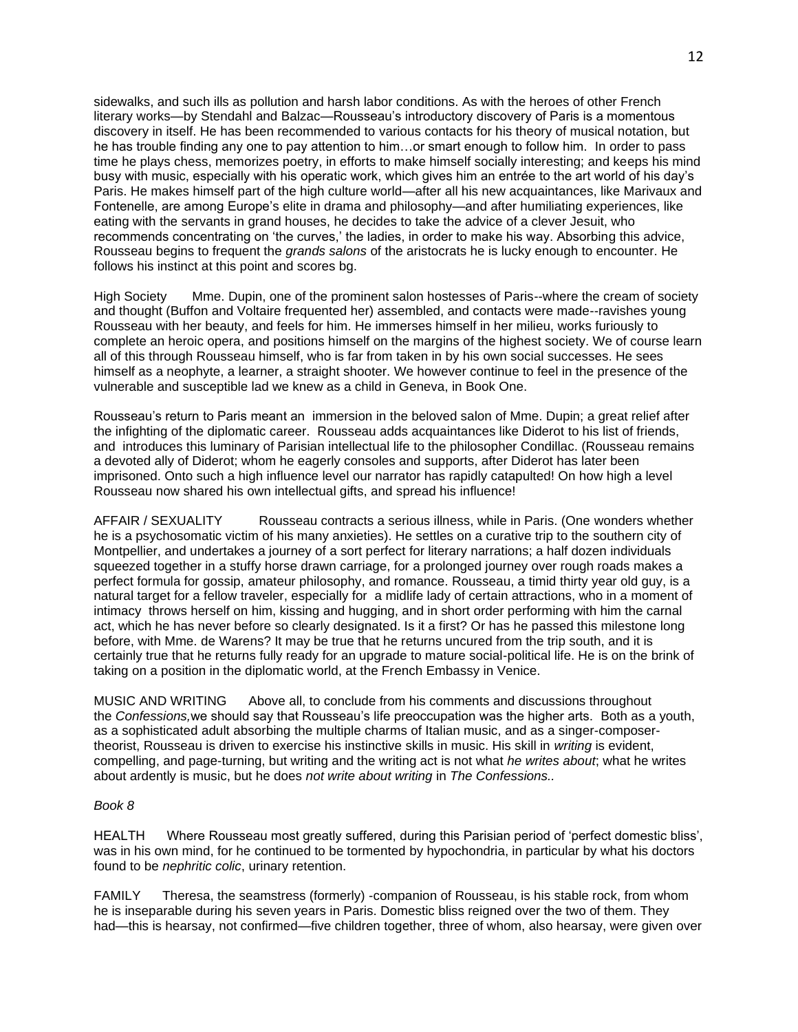sidewalks, and such ills as pollution and harsh labor conditions. As with the heroes of other French literary works—by Stendahl and Balzac—Rousseau's introductory discovery of Paris is a momentous discovery in itself. He has been recommended to various contacts for his theory of musical notation, but he has trouble finding any one to pay attention to him…or smart enough to follow him. In order to pass time he plays chess, memorizes poetry, in efforts to make himself socially interesting; and keeps his mind busy with music, especially with his operatic work, which gives him an entrée to the art world of his day's Paris. He makes himself part of the high culture world—after all his new acquaintances, like Marivaux and Fontenelle, are among Europe's elite in drama and philosophy—and after humiliating experiences, like eating with the servants in grand houses, he decides to take the advice of a clever Jesuit, who recommends concentrating on 'the curves,' the ladies, in order to make his way. Absorbing this advice, Rousseau begins to frequent the *grands salons* of the aristocrats he is lucky enough to encounter. He follows his instinct at this point and scores bg.

High Society Mme. Dupin, one of the prominent salon hostesses of Paris--where the cream of society and thought (Buffon and Voltaire frequented her) assembled, and contacts were made--ravishes young Rousseau with her beauty, and feels for him. He immerses himself in her milieu, works furiously to complete an heroic opera, and positions himself on the margins of the highest society. We of course learn all of this through Rousseau himself, who is far from taken in by his own social successes. He sees himself as a neophyte, a learner, a straight shooter. We however continue to feel in the presence of the vulnerable and susceptible lad we knew as a child in Geneva, in Book One.

Rousseau's return to Paris meant an immersion in the beloved salon of Mme. Dupin; a great relief after the infighting of the diplomatic career. Rousseau adds acquaintances like Diderot to his list of friends, and introduces this luminary of Parisian intellectual life to the philosopher Condillac. (Rousseau remains a devoted ally of Diderot; whom he eagerly consoles and supports, after Diderot has later been imprisoned. Onto such a high influence level our narrator has rapidly catapulted! On how high a level Rousseau now shared his own intellectual gifts, and spread his influence!

AFFAIR / SEXUALITY Rousseau contracts a serious illness, while in Paris. (One wonders whether he is a psychosomatic victim of his many anxieties). He settles on a curative trip to the southern city of Montpellier, and undertakes a journey of a sort perfect for literary narrations; a half dozen individuals squeezed together in a stuffy horse drawn carriage, for a prolonged journey over rough roads makes a perfect formula for gossip, amateur philosophy, and romance. Rousseau, a timid thirty year old guy, is a natural target for a fellow traveler, especially for a midlife lady of certain attractions, who in a moment of intimacy throws herself on him, kissing and hugging, and in short order performing with him the carnal act, which he has never before so clearly designated. Is it a first? Or has he passed this milestone long before, with Mme. de Warens? It may be true that he returns uncured from the trip south, and it is certainly true that he returns fully ready for an upgrade to mature social-political life. He is on the brink of taking on a position in the diplomatic world, at the French Embassy in Venice.

MUSIC AND WRITING Above all, to conclude from his comments and discussions throughout the *Confessions,* we should say that Rousseau's life preoccupation was the higher arts. Both as a youth, as a sophisticated adult absorbing the multiple charms of Italian music, and as a singer-composer-theorist, Rousseau is driven to exercise his instinctive skills in music. His skill in *writing* is evident, compelling, and page-turning, but writing and the writing act is not what *he writes about*; what he writes about ardently is music, but he does *not write about writing* in *The Confessions.*.

*Book 8*

HEALTH Where Rousseau most greatly suffered, during this Parisian period of 'perfect domestic bliss', was in his own mind, for he continued to be tormented by hypochondria, in particular by what his doctors found to be *nephritic colic*, urinary retention.

FAMILY Theresa, the seamstress (formerly) -companion of Rousseau, is his stable rock, from whom he is inseparable during his seven years in Paris. Domestic bliss reigned over the two of them. They had—this is hearsay, not confirmed—five children together, three of whom, also hearsay, were given over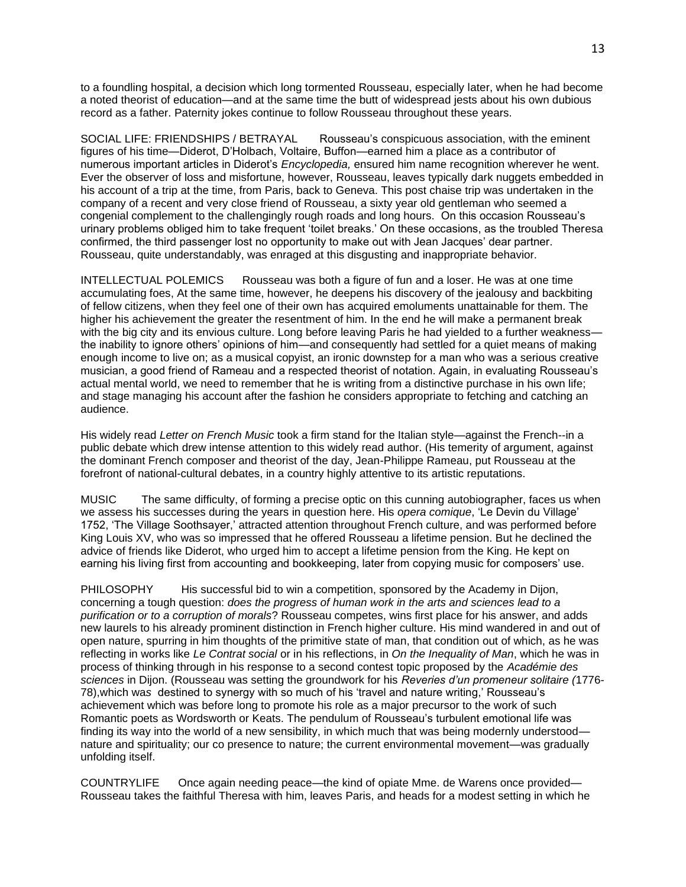to a foundling hospital, a decision which long tormented Rousseau, especially later, when he had become a noted theorist of education—and at the same time the butt of widespread jests about his own dubious record as a father. Paternity jokes continue to follow Rousseau throughout these years.

SOCIAL LIFE: FRIENDSHIPS / BETRAYAL Rousseau's conspicuous association, with the eminent figures of his time—Diderot, D'Holbach, Voltaire, Buffon—earned him a place as a contributor of numerous important articles in Diderot's *Encyclopedia,* ensured him name recognition wherever he went. Ever the observer of loss and misfortune, however, Rousseau, leaves typically dark nuggets embedded in his account of a trip at the time, from Paris, back to Geneva. This post chaise trip was undertaken in the company of a recent and very close friend of Rousseau, a sixty year old gentleman who seemed a congenial complement to the challengingly rough roads and long hours. On this occasion Rousseau's urinary problems obliged him to take frequent 'toilet breaks.' On these occasions, as the troubled Theresa confirmed, the third passenger lost no opportunity to make out with Jean Jacques' dear partner. Rousseau, quite understandably, was enraged at this disgusting and inappropriate behavior.

INTELLECTUAL POLEMICS Rousseau was both a figure of fun and a loser. He was at one time accumulating foes, At the same time, however, he deepens his discovery of the jealousy and backbiting of fellow citizens, when they feel one of their own has acquired emoluments unattainable for them. The higher his achievement the greater the resentment of him. In the end he will make a permanent break with the big city and its envious culture. Long before leaving Paris he had yielded to a further weakness—the inability to ignore others' opinions of him—and consequently had settled for a quiet means of making enough income to live on; as a musical copyist, an ironic downstep for a man who was a serious creative musician, a good friend of Rameau and a respected theorist of notation. Again, in evaluating Rousseau's actual mental world, we need to remember that he is writing from a distinctive purchase in his own life; and stage managing his account after the fashion he considers appropriate to fetching and catching an audience.

His widely read *Letter on French Music* took a firm stand for the Italian style—against the French--in a public debate which drew intense attention to this widely read author. (His temerity of argument, against the dominant French composer and theorist of the day, Jean-Philippe Rameau, put Rousseau at the forefront of national-cultural debates, in a country highly attentive to its artistic reputations.

MUSIC The same difficulty, of forming a precise optic on this cunning autobiographer, faces us when we assess his successes during the years in question here. His *opera comique*, 'Le Devin du Village' 1752, 'The Village Soothsayer,' attracted attention throughout French culture, and was performed before King Louis XV, who was so impressed that he offered Rousseau a lifetime pension. But he declined the advice of friends like Diderot, who urged him to accept a lifetime pension from the King. He kept on earning his living first from accounting and bookkeeping, later from copying music for composers' use.

PHILOSOPHY His successful bid to win a competition, sponsored by the Academy in Dijon, concerning a tough question: *does the progress of human work in the arts and sciences lead to a purification or to a corruption of morals*? Rousseau competes, wins first place for his answer, and adds new laurels to his already prominent distinction in French higher culture. His mind wandered in and out of open nature, spurring in him thoughts of the primitive state of man, that condition out of which, as he was reflecting in works like *Le Contrat social* or in his reflections, in *On the Inequality of Man*, which he was in process of thinking through in his response to a second contest topic proposed by the *Académie des sciences* in Dijon. (Rousseau was setting the groundwork for his *Reveries d'un promeneur solitaire (*1776-78),which was destined to synergy with so much of his 'travel and nature writing,' Rousseau's achievement which was before long to promote his role as a major precursor to the work of such Romantic poets as Wordsworth or Keats. The pendulum of Rousseau's turbulent emotional life was finding its way into the world of a new sensibility, in which much that was being modernly understood—nature and spirituality; our co presence to nature; the current environmental movement—was gradually unfolding itself.

COUNTRYLIFE Once again needing peace—the kind of opiate Mme. de Warens once provided—Rousseau takes the faithful Theresa with him, leaves Paris, and heads for a modest setting in which he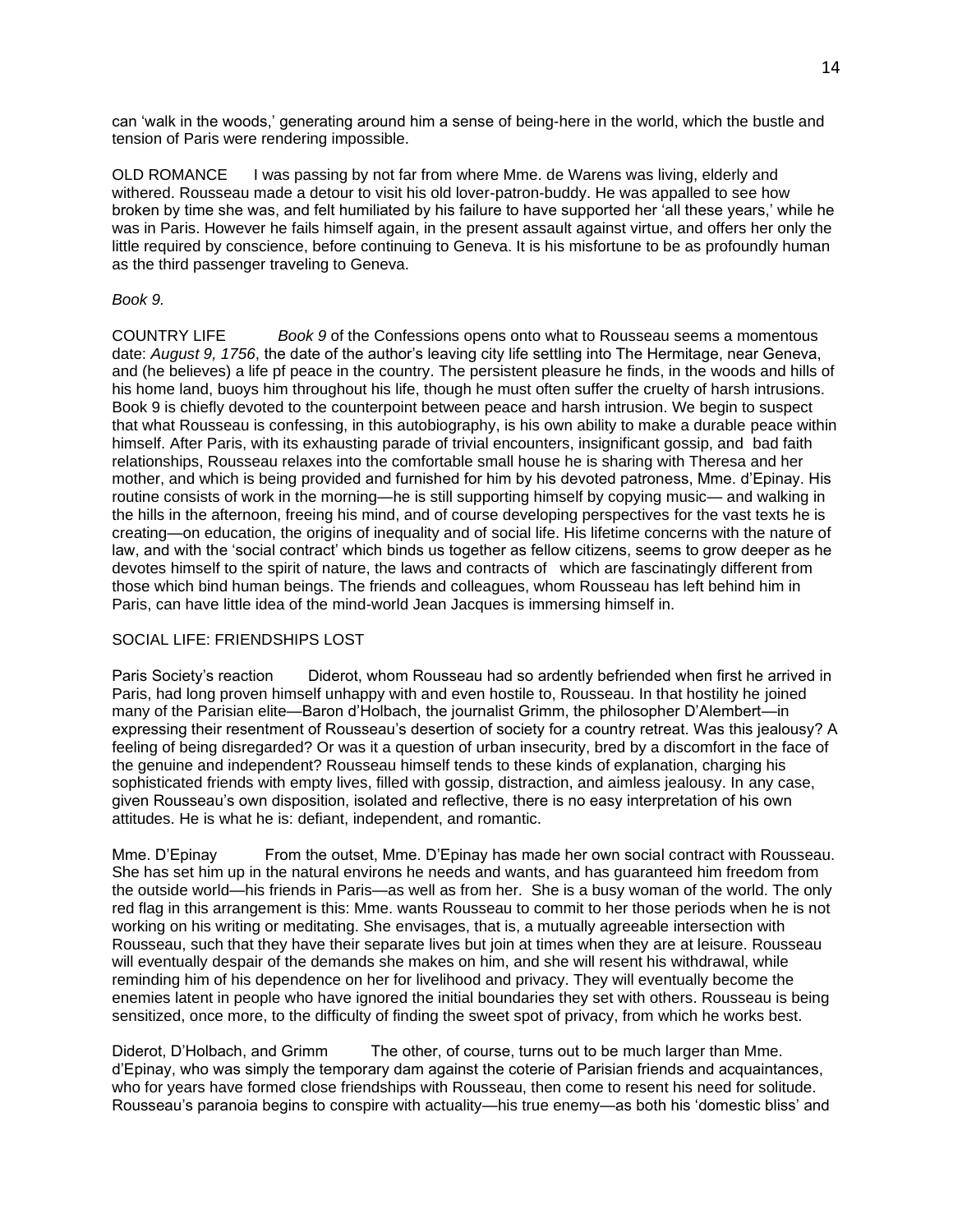can 'walk in the woods,' generating around him a sense of being-here in the world, which the bustle and tension of Paris were rendering impossible.

OLD ROMANCE I was passing by not far from where Mme. de Warens was living, elderly and withered. Rousseau made a detour to visit his old lover-patron-buddy. He was appalled to see how broken by time she was, and felt humiliated by his failure to have supported her 'all these years,' while he was in Paris. However he fails himself again, in the present assault against virtue, and offers her only the little required by conscience, before continuing to Geneva. It is his misfortune to be as profoundly human as the third passenger traveling to Geneva.

*Book 9.*

COUNTRY LIFE *Book 9* of the Confessions opens onto what to Rousseau seems a momentous date: *August 9, 1756*, the date of the author's leaving city life settling into The Hermitage, near Geneva, and (he believes) a life pf peace in the country. The persistent pleasure he finds, in the woods and hills of his home land, buoys him throughout his life, though he must often suffer the cruelty of harsh intrusions. Book 9 is chiefly devoted to the counterpoint between peace and harsh intrusion. We begin to suspect that what Rousseau is confessing, in this autobiography, is his own ability to make a durable peace within himself. After Paris, with its exhausting parade of trivial encounters, insignificant gossip, and bad faith relationships, Rousseau relaxes into the comfortable small house he is sharing with Theresa and her mother, and which is being provided and furnished for him by his devoted patroness, Mme. d'Epinay. His routine consists of work in the morning—he is still supporting himself by copying music— and walking in the hills in the afternoon, freeing his mind, and of course developing perspectives for the vast texts he is creating—on education, the origins of inequality and of social life. His lifetime concerns with the nature of law, and with the 'social contract' which binds us together as fellow citizens, seems to grow deeper as he devotes himself to the spirit of nature, the laws and contracts of which are fascinatingly different from those which bind human beings. The friends and colleagues, whom Rousseau has left behind him in Paris, can have little idea of the mind-world Jean Jacques is immersing himself in.

SOCIAL LIFE: FRIENDSHIPS LOST

Paris Society's reaction Diderot, whom Rousseau had so ardently befriended when first he arrived in Paris, had long proven himself unhappy with and even hostile to, Rousseau. In that hostility he joined many of the Parisian elite—Baron d'Holbach, the journalist Grimm, the philosopher D'Alembert—in expressing their resentment of Rousseau's desertion of society for a country retreat. Was this jealousy? A feeling of being disregarded? Or was it a question of urban insecurity, bred by a discomfort in the face of the genuine and independent? Rousseau himself tends to these kinds of explanation, charging his sophisticated friends with empty lives, filled with gossip, distraction, and aimless jealousy. In any case, given Rousseau's own disposition, isolated and reflective, there is no easy interpretation of his own attitudes. He is what he is: defiant, independent, and romantic.

Mme. D'Epinay From the outset, Mme. D'Epinay has made her own social contract with Rousseau. She has set him up in the natural environs he needs and wants, and has guaranteed him freedom from the outside world—his friends in Paris—as well as from her. She is a busy woman of the world. The only red flag in this arrangement is this: Mme. wants Rousseau to commit to her those periods when he is not working on his writing or meditating. She envisages, that is, a mutually agreeable intersection with Rousseau, such that they have their separate lives but join at times when they are at leisure. Rousseau will eventually despair of the demands she makes on him, and she will resent his withdrawal, while reminding him of his dependence on her for livelihood and privacy. They will eventually become the enemies latent in people who have ignored the initial boundaries they set with others. Rousseau is being sensitized, once more, to the difficulty of finding the sweet spot of privacy, from which he works best.

Diderot, D'Holbach, and Grimm The other, of course, turns out to be much larger than Mme. d'Epinay, who was simply the temporary dam against the coterie of Parisian friends and acquaintances, who for years have formed close friendships with Rousseau, then come to resent his need for solitude. Rousseau's paranoia begins to conspire with actuality—his true enemy—as both his 'domestic bliss' and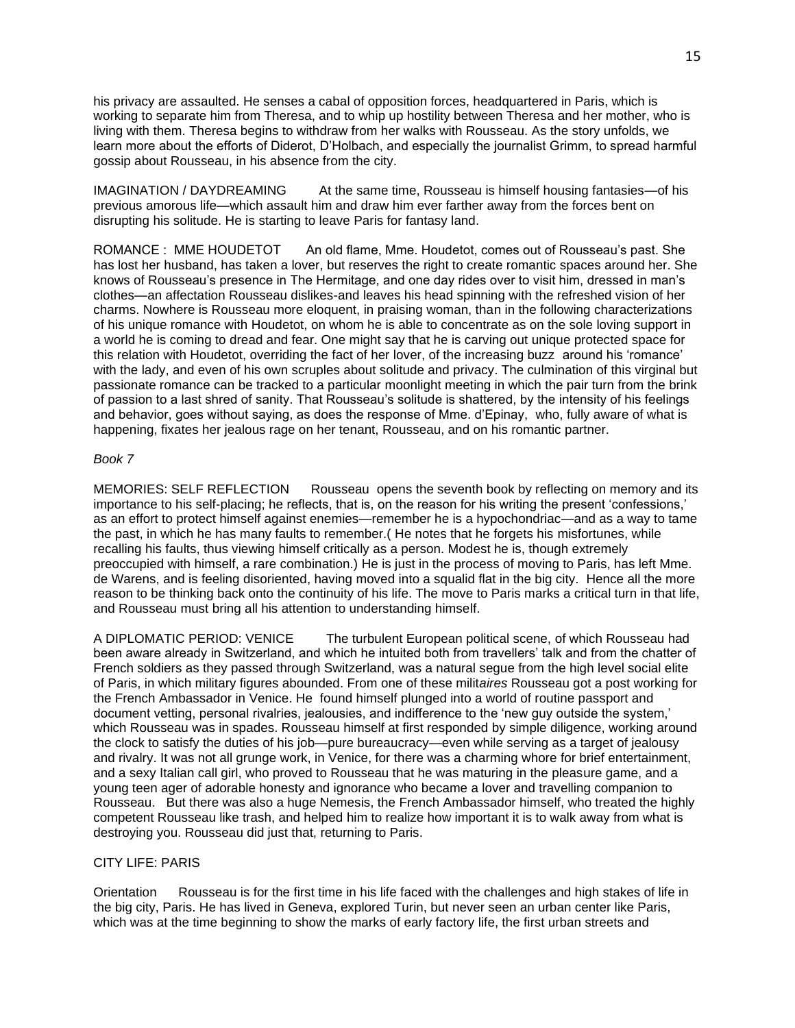his privacy are assaulted. He senses a cabal of opposition forces, headquartered in Paris, which is working to separate him from Theresa, and to whip up hostility between Theresa and her mother, who is living with them. Theresa begins to withdraw from her walks with Rousseau. As the story unfolds, we learn more about the efforts of Diderot, D'Holbach, and especially the journalist Grimm, to spread harmful gossip about Rousseau, in his absence from the city.

IMAGINATION / DAYDREAMING  At the same time, Rousseau is himself housing fantasies—of his previous amorous life—which assault him and draw him ever farther away from the forces bent on disrupting his solitude. He is starting to leave Paris for fantasy land.

ROMANCE : MME HOUDETOT  An old flame, Mme. Houdetot, comes out of Rousseau's past. She has lost her husband, has taken a lover, but reserves the right to create romantic spaces around her. She knows of Rousseau's presence in The Hermitage, and one day rides over to visit him, dressed in man's clothes—an affectation Rousseau dislikes-and leaves his head spinning with the refreshed vision of her charms. Nowhere is Rousseau more eloquent, in praising woman, than in the following characterizations of his unique romance with Houdetot, on whom he is able to concentrate as on the sole loving support in a world he is coming to dread and fear. One might say that he is carving out unique protected space for this relation with Houdetot, overriding the fact of her lover, of the increasing buzz around his 'romance' with the lady, and even of his own scruples about solitude and privacy. The culmination of this virginal but passionate romance can be tracked to a particular moonlight meeting in which the pair turn from the brink of passion to a last shred of sanity. That Rousseau's solitude is shattered, by the intensity of his feelings and behavior, goes without saying, as does the response of Mme. d'Epinay, who, fully aware of what is happening, fixates her jealous rage on her tenant, Rousseau, and on his romantic partner.

*Book 7*

MEMORIES: SELF REFLECTION  Rousseau opens the seventh book by reflecting on memory and its importance to his self-placing; he reflects, that is, on the reason for his writing the present 'confessions,' as an effort to protect himself against enemies—remember he is a hypochondriac—and as a way to tame the past, in which he has many faults to remember.( He notes that he forgets his misfortunes, while recalling his faults, thus viewing himself critically as a person. Modest he is, though extremely preoccupied with himself, a rare combination.) He is just in the process of moving to Paris, has left Mme. de Warens, and is feeling disoriented, having moved into a squalid flat in the big city. Hence all the more reason to be thinking back onto the continuity of his life. The move to Paris marks a critical turn in that life, and Rousseau must bring all his attention to understanding himself.

A DIPLOMATIC PERIOD: VENICE  The turbulent European political scene, of which Rousseau had been aware already in Switzerland, and which he intuited both from travellers' talk and from the chatter of French soldiers as they passed through Switzerland, was a natural segue from the high level social elite of Paris, in which military figures abounded. From one of these milit*aires* Rousseau got a post working for the French Ambassador in Venice. He found himself plunged into a world of routine passport and document vetting, personal rivalries, jealousies, and indifference to the 'new guy outside the system,' which Rousseau was in spades. Rousseau himself at first responded by simple diligence, working around the clock to satisfy the duties of his job—pure bureaucracy—even while serving as a target of jealousy and rivalry. It was not all grunge work, in Venice, for there was a charming whore for brief entertainment, and a sexy Italian call girl, who proved to Rousseau that he was maturing in the pleasure game, and a young teen ager of adorable honesty and ignorance who became a lover and travelling companion to Rousseau. But there was also a huge Nemesis, the French Ambassador himself, who treated the highly competent Rousseau like trash, and helped him to realize how important it is to walk away from what is destroying you. Rousseau did just that, returning to Paris.

CITY LIFE: PARIS

Orientation  Rousseau is for the first time in his life faced with the challenges and high stakes of life in the big city, Paris. He has lived in Geneva, explored Turin, but never seen an urban center like Paris, which was at the time beginning to show the marks of early factory life, the first urban streets and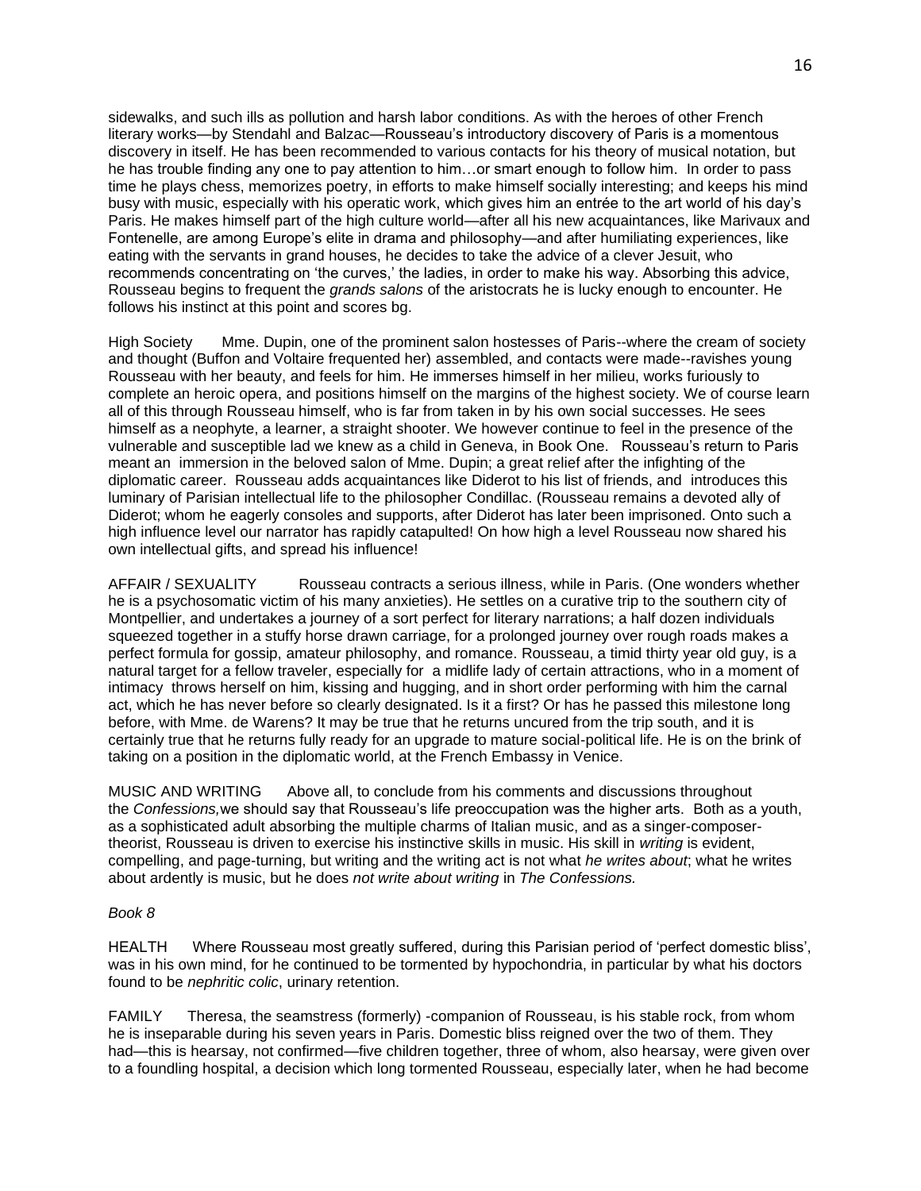sidewalks, and such ills as pollution and harsh labor conditions. As with the heroes of other French literary works—by Stendahl and Balzac—Rousseau's introductory discovery of Paris is a momentous discovery in itself. He has been recommended to various contacts for his theory of musical notation, but he has trouble finding any one to pay attention to him…or smart enough to follow him. In order to pass time he plays chess, memorizes poetry, in efforts to make himself socially interesting; and keeps his mind busy with music, especially with his operatic work, which gives him an entrée to the art world of his day's Paris. He makes himself part of the high culture world—after all his new acquaintances, like Marivaux and Fontenelle, are among Europe's elite in drama and philosophy—and after humiliating experiences, like eating with the servants in grand houses, he decides to take the advice of a clever Jesuit, who recommends concentrating on 'the curves,' the ladies, in order to make his way. Absorbing this advice, Rousseau begins to frequent the *grands salons* of the aristocrats he is lucky enough to encounter. He follows his instinct at this point and scores bg.

High Society Mme. Dupin, one of the prominent salon hostesses of Paris--where the cream of society and thought (Buffon and Voltaire frequented her) assembled, and contacts were made--ravishes young Rousseau with her beauty, and feels for him. He immerses himself in her milieu, works furiously to complete an heroic opera, and positions himself on the margins of the highest society. We of course learn all of this through Rousseau himself, who is far from taken in by his own social successes. He sees himself as a neophyte, a learner, a straight shooter. We however continue to feel in the presence of the vulnerable and susceptible lad we knew as a child in Geneva, in Book One. Rousseau's return to Paris meant an immersion in the beloved salon of Mme. Dupin; a great relief after the infighting of the diplomatic career. Rousseau adds acquaintances like Diderot to his list of friends, and introduces this luminary of Parisian intellectual life to the philosopher Condillac. (Rousseau remains a devoted ally of Diderot; whom he eagerly consoles and supports, after Diderot has later been imprisoned. Onto such a high influence level our narrator has rapidly catapulted! On how high a level Rousseau now shared his own intellectual gifts, and spread his influence!

AFFAIR / SEXUALITY Rousseau contracts a serious illness, while in Paris. (One wonders whether he is a psychosomatic victim of his many anxieties). He settles on a curative trip to the southern city of Montpellier, and undertakes a journey of a sort perfect for literary narrations; a half dozen individuals squeezed together in a stuffy horse drawn carriage, for a prolonged journey over rough roads makes a perfect formula for gossip, amateur philosophy, and romance. Rousseau, a timid thirty year old guy, is a natural target for a fellow traveler, especially for a midlife lady of certain attractions, who in a moment of intimacy throws herself on him, kissing and hugging, and in short order performing with him the carnal act, which he has never before so clearly designated. Is it a first? Or has he passed this milestone long before, with Mme. de Warens? It may be true that he returns uncured from the trip south, and it is certainly true that he returns fully ready for an upgrade to mature social-political life. He is on the brink of taking on a position in the diplomatic world, at the French Embassy in Venice.

MUSIC AND WRITING Above all, to conclude from his comments and discussions throughout the *Confessions,* we should say that Rousseau's life preoccupation was the higher arts. Both as a youth, as a sophisticated adult absorbing the multiple charms of Italian music, and as a singer-composer-theorist, Rousseau is driven to exercise his instinctive skills in music. His skill in *writing* is evident, compelling, and page-turning, but writing and the writing act is not what *he writes about*; what he writes about ardently is music, but he does *not write about writing* in *The Confessions.*

*Book 8*

HEALTH Where Rousseau most greatly suffered, during this Parisian period of 'perfect domestic bliss', was in his own mind, for he continued to be tormented by hypochondria, in particular by what his doctors found to be *nephritic colic*, urinary retention.

FAMILY Theresa, the seamstress (formerly) -companion of Rousseau, is his stable rock, from whom he is inseparable during his seven years in Paris. Domestic bliss reigned over the two of them. They had—this is hearsay, not confirmed—five children together, three of whom, also hearsay, were given over to a foundling hospital, a decision which long tormented Rousseau, especially later, when he had become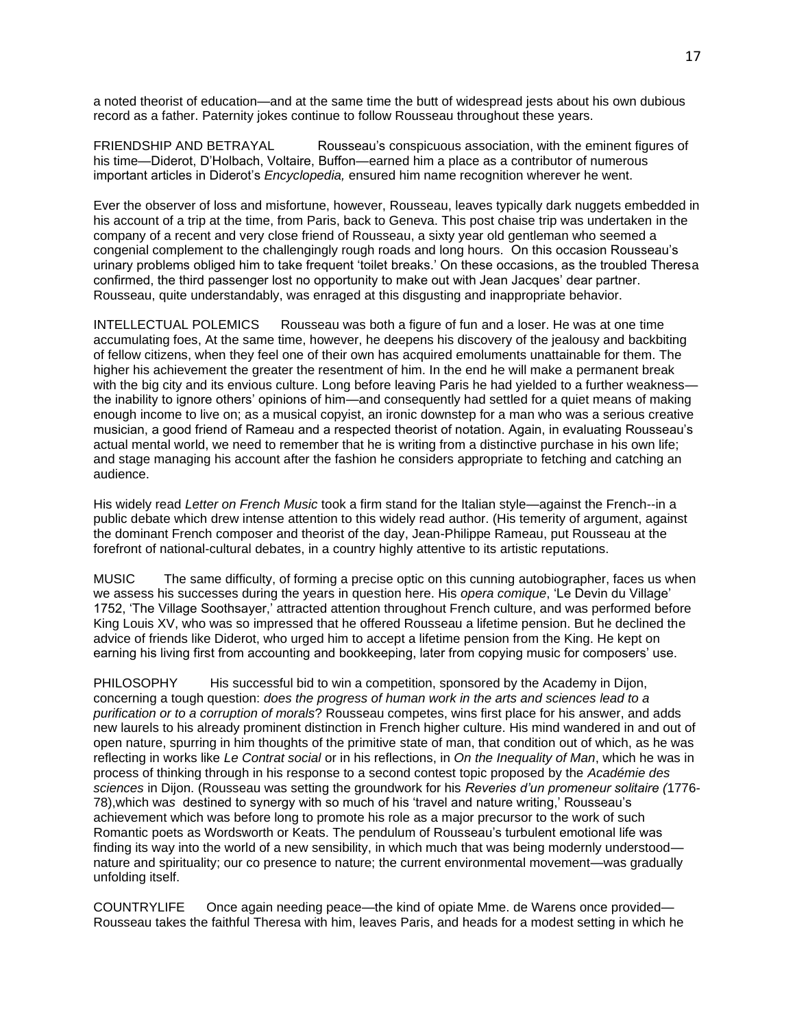a noted theorist of education—and at the same time the butt of widespread jests about his own dubious record as a father. Paternity jokes continue to follow Rousseau throughout these years.

FRIENDSHIP AND BETRAYAL Rousseau's conspicuous association, with the eminent figures of his time—Diderot, D'Holbach, Voltaire, Buffon—earned him a place as a contributor of numerous important articles in Diderot's *Encyclopedia,* ensured him name recognition wherever he went.

Ever the observer of loss and misfortune, however, Rousseau, leaves typically dark nuggets embedded in his account of a trip at the time, from Paris, back to Geneva. This post chaise trip was undertaken in the company of a recent and very close friend of Rousseau, a sixty year old gentleman who seemed a congenial complement to the challengingly rough roads and long hours. On this occasion Rousseau's urinary problems obliged him to take frequent 'toilet breaks.' On these occasions, as the troubled Theresa confirmed, the third passenger lost no opportunity to make out with Jean Jacques' dear partner. Rousseau, quite understandably, was enraged at this disgusting and inappropriate behavior.

INTELLECTUAL POLEMICS Rousseau was both a figure of fun and a loser. He was at one time accumulating foes, At the same time, however, he deepens his discovery of the jealousy and backbiting of fellow citizens, when they feel one of their own has acquired emoluments unattainable for them. The higher his achievement the greater the resentment of him. In the end he will make a permanent break with the big city and its envious culture. Long before leaving Paris he had yielded to a further weakness—the inability to ignore others' opinions of him—and consequently had settled for a quiet means of making enough income to live on; as a musical copyist, an ironic downstep for a man who was a serious creative musician, a good friend of Rameau and a respected theorist of notation. Again, in evaluating Rousseau's actual mental world, we need to remember that he is writing from a distinctive purchase in his own life; and stage managing his account after the fashion he considers appropriate to fetching and catching an audience.

His widely read *Letter on French Music* took a firm stand for the Italian style—against the French--in a public debate which drew intense attention to this widely read author. (His temerity of argument, against the dominant French composer and theorist of the day, Jean-Philippe Rameau, put Rousseau at the forefront of national-cultural debates, in a country highly attentive to its artistic reputations.

MUSIC The same difficulty, of forming a precise optic on this cunning autobiographer, faces us when we assess his successes during the years in question here. His *opera comique*, 'Le Devin du Village' 1752, 'The Village Soothsayer,' attracted attention throughout French culture, and was performed before King Louis XV, who was so impressed that he offered Rousseau a lifetime pension. But he declined the advice of friends like Diderot, who urged him to accept a lifetime pension from the King. He kept on earning his living first from accounting and bookkeeping, later from copying music for composers' use.

PHILOSOPHY His successful bid to win a competition, sponsored by the Academy in Dijon, concerning a tough question: *does the progress of human work in the arts and sciences lead to a purification or to a corruption of morals*? Rousseau competes, wins first place for his answer, and adds new laurels to his already prominent distinction in French higher culture. His mind wandered in and out of open nature, spurring in him thoughts of the primitive state of man, that condition out of which, as he was reflecting in works like *Le Contrat social* or in his reflections, in *On the Inequality of Man*, which he was in process of thinking through in his response to a second contest topic proposed by the *Académie des sciences* in Dijon. (Rousseau was setting the groundwork for his *Reveries d'un promeneur solitaire (*1776-78),which was destined to synergy with so much of his 'travel and nature writing,' Rousseau's achievement which was before long to promote his role as a major precursor to the work of such Romantic poets as Wordsworth or Keats. The pendulum of Rousseau's turbulent emotional life was finding its way into the world of a new sensibility, in which much that was being modernly understood—nature and spirituality; our co presence to nature; the current environmental movement—was gradually unfolding itself.

COUNTRYLIFE Once again needing peace—the kind of opiate Mme. de Warens once provided—Rousseau takes the faithful Theresa with him, leaves Paris, and heads for a modest setting in which he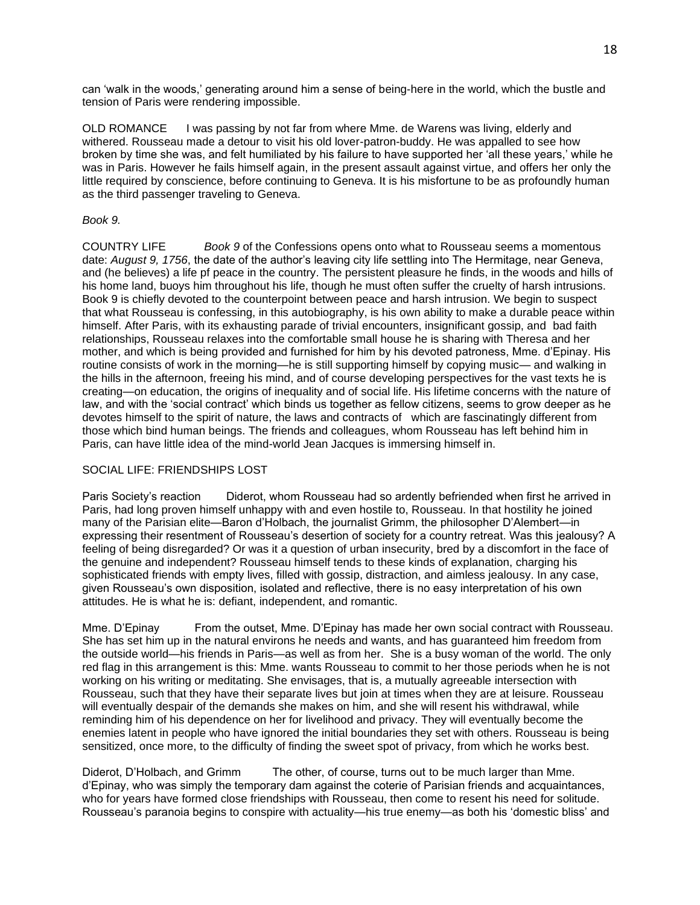can 'walk in the woods,' generating around him a sense of being-here in the world, which the bustle and tension of Paris were rendering impossible.

OLD ROMANCE     I was passing by not far from where Mme. de Warens was living, elderly and withered. Rousseau made a detour to visit his old lover-patron-buddy. He was appalled to see how broken by time she was, and felt humiliated by his failure to have supported her 'all these years,' while he was in Paris. However he fails himself again, in the present assault against virtue, and offers her only the little required by conscience, before continuing to Geneva. It is his misfortune to be as profoundly human as the third passenger traveling to Geneva.

*Book 9.*

COUNTRY LIFE     *Book 9* of the Confessions opens onto what to Rousseau seems a momentous date: *August 9, 1756*, the date of the author's leaving city life settling into The Hermitage, near Geneva, and (he believes) a life pf peace in the country. The persistent pleasure he finds, in the woods and hills of his home land, buoys him throughout his life, though he must often suffer the cruelty of harsh intrusions. Book 9 is chiefly devoted to the counterpoint between peace and harsh intrusion. We begin to suspect that what Rousseau is confessing, in this autobiography, is his own ability to make a durable peace within himself. After Paris, with its exhausting parade of trivial encounters, insignificant gossip, and bad faith relationships, Rousseau relaxes into the comfortable small house he is sharing with Theresa and her mother, and which is being provided and furnished for him by his devoted patroness, Mme. d'Epinay. His routine consists of work in the morning—he is still supporting himself by copying music— and walking in the hills in the afternoon, freeing his mind, and of course developing perspectives for the vast texts he is creating—on education, the origins of inequality and of social life. His lifetime concerns with the nature of law, and with the 'social contract' which binds us together as fellow citizens, seems to grow deeper as he devotes himself to the spirit of nature, the laws and contracts of which are fascinatingly different from those which bind human beings. The friends and colleagues, whom Rousseau has left behind him in Paris, can have little idea of the mind-world Jean Jacques is immersing himself in.

SOCIAL LIFE: FRIENDSHIPS LOST

Paris Society's reaction     Diderot, whom Rousseau had so ardently befriended when first he arrived in Paris, had long proven himself unhappy with and even hostile to, Rousseau. In that hostility he joined many of the Parisian elite—Baron d'Holbach, the journalist Grimm, the philosopher D'Alembert—in expressing their resentment of Rousseau's desertion of society for a country retreat. Was this jealousy? A feeling of being disregarded? Or was it a question of urban insecurity, bred by a discomfort in the face of the genuine and independent? Rousseau himself tends to these kinds of explanation, charging his sophisticated friends with empty lives, filled with gossip, distraction, and aimless jealousy. In any case, given Rousseau's own disposition, isolated and reflective, there is no easy interpretation of his own attitudes. He is what he is: defiant, independent, and romantic.

Mme. D'Epinay     From the outset, Mme. D'Epinay has made her own social contract with Rousseau. She has set him up in the natural environs he needs and wants, and has guaranteed him freedom from the outside world—his friends in Paris—as well as from her. She is a busy woman of the world. The only red flag in this arrangement is this: Mme. wants Rousseau to commit to her those periods when he is not working on his writing or meditating. She envisages, that is, a mutually agreeable intersection with Rousseau, such that they have their separate lives but join at times when they are at leisure. Rousseau will eventually despair of the demands she makes on him, and she will resent his withdrawal, while reminding him of his dependence on her for livelihood and privacy. They will eventually become the enemies latent in people who have ignored the initial boundaries they set with others. Rousseau is being sensitized, once more, to the difficulty of finding the sweet spot of privacy, from which he works best.

Diderot, D'Holbach, and Grimm     The other, of course, turns out to be much larger than Mme. d'Epinay, who was simply the temporary dam against the coterie of Parisian friends and acquaintances, who for years have formed close friendships with Rousseau, then come to resent his need for solitude. Rousseau's paranoia begins to conspire with actuality—his true enemy—as both his 'domestic bliss' and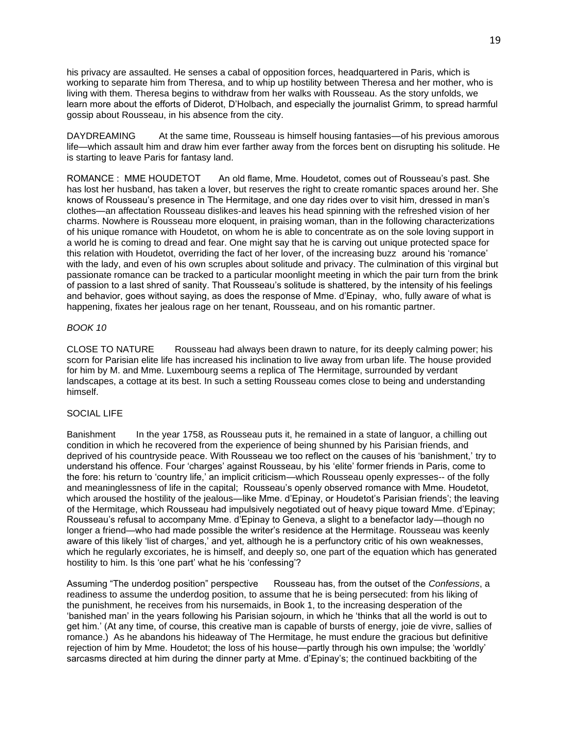his privacy are assaulted. He senses a cabal of opposition forces, headquartered in Paris, which is working to separate him from Theresa, and to whip up hostility between Theresa and her mother, who is living with them. Theresa begins to withdraw from her walks with Rousseau. As the story unfolds, we learn more about the efforts of Diderot, D'Holbach, and especially the journalist Grimm, to spread harmful gossip about Rousseau, in his absence from the city.

DAYDREAMING At the same time, Rousseau is himself housing fantasies—of his previous amorous life—which assault him and draw him ever farther away from the forces bent on disrupting his solitude. He is starting to leave Paris for fantasy land.

ROMANCE : MME HOUDETOT An old flame, Mme. Houdetot, comes out of Rousseau's past. She has lost her husband, has taken a lover, but reserves the right to create romantic spaces around her. She knows of Rousseau's presence in The Hermitage, and one day rides over to visit him, dressed in man's clothes—an affectation Rousseau dislikes-and leaves his head spinning with the refreshed vision of her charms. Nowhere is Rousseau more eloquent, in praising woman, than in the following characterizations of his unique romance with Houdetot, on whom he is able to concentrate as on the sole loving support in a world he is coming to dread and fear. One might say that he is carving out unique protected space for this relation with Houdetot, overriding the fact of her lover, of the increasing buzz around his 'romance' with the lady, and even of his own scruples about solitude and privacy. The culmination of this virginal but passionate romance can be tracked to a particular moonlight meeting in which the pair turn from the brink of passion to a last shred of sanity. That Rousseau's solitude is shattered, by the intensity of his feelings and behavior, goes without saying, as does the response of Mme. d'Epinay, who, fully aware of what is happening, fixates her jealous rage on her tenant, Rousseau, and on his romantic partner.

*BOOK 10*

CLOSE TO NATURE Rousseau had always been drawn to nature, for its deeply calming power; his scorn for Parisian elite life has increased his inclination to live away from urban life. The house provided for him by M. and Mme. Luxembourg seems a replica of The Hermitage, surrounded by verdant landscapes, a cottage at its best. In such a setting Rousseau comes close to being and understanding himself.

SOCIAL LIFE

Banishment In the year 1758, as Rousseau puts it, he remained in a state of languor, a chilling out condition in which he recovered from the experience of being shunned by his Parisian friends, and deprived of his countryside peace. With Rousseau we too reflect on the causes of his 'banishment,' try to understand his offence. Four 'charges' against Rousseau, by his 'elite' former friends in Paris, come to the fore: his return to 'country life,' an implicit criticism—which Rousseau openly expresses-- of the folly and meaninglessness of life in the capital; Rousseau's openly observed romance with Mme. Houdetot, which aroused the hostility of the jealous—like Mme. d'Epinay, or Houdetot's Parisian friends'; the leaving of the Hermitage, which Rousseau had impulsively negotiated out of heavy pique toward Mme. d'Epinay; Rousseau's refusal to accompany Mme. d'Epinay to Geneva, a slight to a benefactor lady—though no longer a friend—who had made possible the writer's residence at the Hermitage. Rousseau was keenly aware of this likely 'list of charges,' and yet, although he is a perfunctory critic of his own weaknesses, which he regularly excoriates, he is himself, and deeply so, one part of the equation which has generated hostility to him. Is this 'one part' what he his 'confessing'?

Assuming "The underdog position" perspective Rousseau has, from the outset of the *Confessions*, a readiness to assume the underdog position, to assume that he is being persecuted: from his liking of the punishment, he receives from his nursemaids, in Book 1, to the increasing desperation of the 'banished man' in the years following his Parisian sojourn, in which he 'thinks that all the world is out to get him.' (At any time, of course, this creative man is capable of bursts of energy, joie de vivre, sallies of romance.) As he abandons his hideaway of The Hermitage, he must endure the gracious but definitive rejection of him by Mme. Houdetot; the loss of his house—partly through his own impulse; the 'worldly' sarcasms directed at him during the dinner party at Mme. d'Epinay's; the continued backbiting of the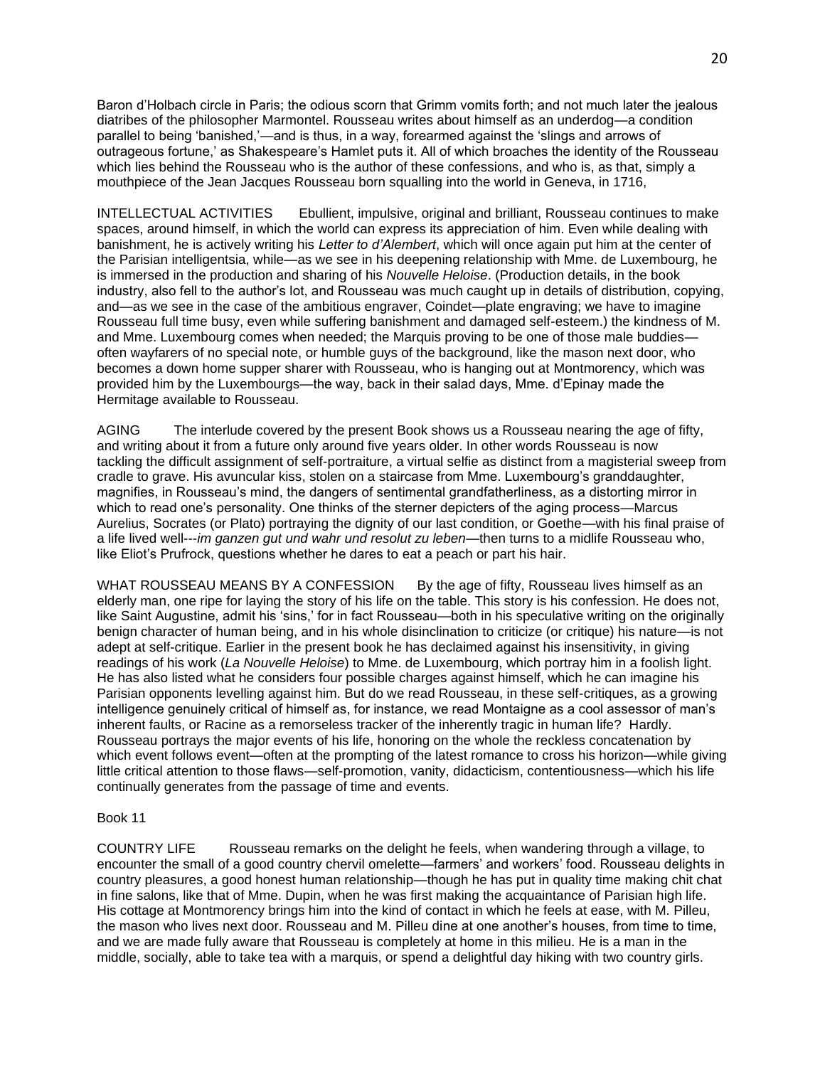Baron d'Holbach circle in Paris; the odious scorn that Grimm vomits forth; and not much later the jealous diatribes of the philosopher Marmontel. Rousseau writes about himself as an underdog—a condition parallel to being 'banished,'—and is thus, in a way, forearmed against the 'slings and arrows of outrageous fortune,' as Shakespeare's Hamlet puts it. All of which broaches the identity of the Rousseau which lies behind the Rousseau who is the author of these confessions, and who is, as that, simply a mouthpiece of the Jean Jacques Rousseau born squalling into the world in Geneva, in 1716,

INTELLECTUAL ACTIVITIES Ebullient, impulsive, original and brilliant, Rousseau continues to make spaces, around himself, in which the world can express its appreciation of him. Even while dealing with banishment, he is actively writing his *Letter to d'Alembert*, which will once again put him at the center of the Parisian intelligentsia, while—as we see in his deepening relationship with Mme. de Luxembourg, he is immersed in the production and sharing of his *Nouvelle Heloise*. (Production details, in the book industry, also fell to the author's lot, and Rousseau was much caught up in details of distribution, copying, and—as we see in the case of the ambitious engraver, Coindet—plate engraving; we have to imagine Rousseau full time busy, even while suffering banishment and damaged self-esteem.) the kindness of M. and Mme. Luxembourg comes when needed; the Marquis proving to be one of those male buddies—often wayfarers of no special note, or humble guys of the background, like the mason next door, who becomes a down home supper sharer with Rousseau, who is hanging out at Montmorency, which was provided him by the Luxembourgs—the way, back in their salad days, Mme. d'Epinay made the Hermitage available to Rousseau.

AGING The interlude covered by the present Book shows us a Rousseau nearing the age of fifty, and writing about it from a future only around five years older. In other words Rousseau is now tackling the difficult assignment of self-portraiture, a virtual selfie as distinct from a magisterial sweep from cradle to grave. His avuncular kiss, stolen on a staircase from Mme. Luxembourg's granddaughter, magnifies, in Rousseau's mind, the dangers of sentimental grandfatherliness, as a distorting mirror in which to read one's personality. One thinks of the sterner depicters of the aging process—Marcus Aurelius, Socrates (or Plato) portraying the dignity of our last condition, or Goethe—with his final praise of a life lived well---*im ganzen gut und wahr und resolut zu leben*—then turns to a midlife Rousseau who, like Eliot's Prufrock, questions whether he dares to eat a peach or part his hair.

WHAT ROUSSEAU MEANS BY A CONFESSION By the age of fifty, Rousseau lives himself as an elderly man, one ripe for laying the story of his life on the table. This story is his confession. He does not, like Saint Augustine, admit his 'sins,' for in fact Rousseau—both in his speculative writing on the originally benign character of human being, and in his whole disinclination to criticize (or critique) his nature—is not adept at self-critique. Earlier in the present book he has declaimed against his insensitivity, in giving readings of his work (*La Nouvelle Heloise*) to Mme. de Luxembourg, which portray him in a foolish light. He has also listed what he considers four possible charges against himself, which he can imagine his Parisian opponents levelling against him. But do we read Rousseau, in these self-critiques, as a growing intelligence genuinely critical of himself as, for instance, we read Montaigne as a cool assessor of man's inherent faults, or Racine as a remorseless tracker of the inherently tragic in human life? Hardly. Rousseau portrays the major events of his life, honoring on the whole the reckless concatenation by which event follows event—often at the prompting of the latest romance to cross his horizon—while giving little critical attention to those flaws—self-promotion, vanity, didacticism, contentiousness—which his life continually generates from the passage of time and events.

Book 11

COUNTRY LIFE Rousseau remarks on the delight he feels, when wandering through a village, to encounter the small of a good country chervil omelette—farmers' and workers' food. Rousseau delights in country pleasures, a good honest human relationship—though he has put in quality time making chit chat in fine salons, like that of Mme. Dupin, when he was first making the acquaintance of Parisian high life. His cottage at Montmorency brings him into the kind of contact in which he feels at ease, with M. Pilleu, the mason who lives next door. Rousseau and M. Pilleu dine at one another's houses, from time to time, and we are made fully aware that Rousseau is completely at home in this milieu. He is a man in the middle, socially, able to take tea with a marquis, or spend a delightful day hiking with two country girls.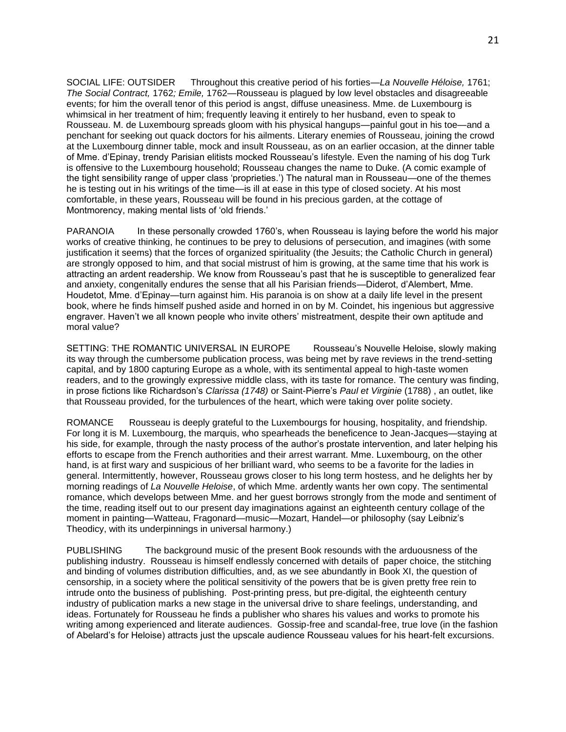SOCIAL LIFE: OUTSIDER Throughout this creative period of his forties—*La Nouvelle Héloise,* 1761; *The Social Contract,* 1762*; Emile,* 1762—Rousseau is plagued by low level obstacles and disagreeable events; for him the overall tenor of this period is angst, diffuse uneasiness. Mme. de Luxembourg is whimsical in her treatment of him; frequently leaving it entirely to her husband, even to speak to Rousseau. M. de Luxembourg spreads gloom with his physical hangups—painful gout in his toe—and a penchant for seeking out quack doctors for his ailments. Literary enemies of Rousseau, joining the crowd at the Luxembourg dinner table, mock and insult Rousseau, as on an earlier occasion, at the dinner table of Mme. d'Epinay, trendy Parisian elitists mocked Rousseau's lifestyle. Even the naming of his dog Turk is offensive to the Luxembourg household; Rousseau changes the name to Duke. (A comic example of the tight sensibility range of upper class 'proprieties.') The natural man in Rousseau—one of the themes he is testing out in his writings of the time—is ill at ease in this type of closed society. At his most comfortable, in these years, Rousseau will be found in his precious garden, at the cottage of Montmorency, making mental lists of 'old friends.'

PARANOIA In these personally crowded 1760's, when Rousseau is laying before the world his major works of creative thinking, he continues to be prey to delusions of persecution, and imagines (with some justification it seems) that the forces of organized spirituality (the Jesuits; the Catholic Church in general) are strongly opposed to him, and that social mistrust of him is growing, at the same time that his work is attracting an ardent readership. We know from Rousseau's past that he is susceptible to generalized fear and anxiety, congenitally endures the sense that all his Parisian friends—Diderot, d'Alembert, Mme. Houdetot, Mme. d'Epinay—turn against him. His paranoia is on show at a daily life level in the present book, where he finds himself pushed aside and horned in on by M. Coindet, his ingenious but aggressive engraver. Haven't we all known people who invite others' mistreatment, despite their own aptitude and moral value?

SETTING: THE ROMANTIC UNIVERSAL IN EUROPE Rousseau's Nouvelle Heloise, slowly making its way through the cumbersome publication process, was being met by rave reviews in the trend-setting capital, and by 1800 capturing Europe as a whole, with its sentimental appeal to high-taste women readers, and to the growingly expressive middle class, with its taste for romance. The century was finding, in prose fictions like Richardson's *Clarissa (1748)* or Saint-Pierre's *Paul et Virginie* (1788) , an outlet, like that Rousseau provided, for the turbulences of the heart, which were taking over polite society.

ROMANCE Rousseau is deeply grateful to the Luxembourgs for housing, hospitality, and friendship. For long it is M. Luxembourg, the marquis, who spearheads the beneficence to Jean-Jacques—staying at his side, for example, through the nasty process of the author's prostate intervention, and later helping his efforts to escape from the French authorities and their arrest warrant. Mme. Luxembourg, on the other hand, is at first wary and suspicious of her brilliant ward, who seems to be a favorite for the ladies in general. Intermittently, however, Rousseau grows closer to his long term hostess, and he delights her by morning readings of *La Nouvelle Heloise*, of which Mme. ardently wants her own copy. The sentimental romance, which develops between Mme. and her guest borrows strongly from the mode and sentiment of the time, reading itself out to our present day imaginations against an eighteenth century collage of the moment in painting—Watteau, Fragonard—music—Mozart, Handel—or philosophy (say Leibniz's Theodicy, with its underpinnings in universal harmony.)

PUBLISHING The background music of the present Book resounds with the arduousness of the publishing industry. Rousseau is himself endlessly concerned with details of paper choice, the stitching and binding of volumes distribution difficulties, and, as we see abundantly in Book XI, the question of censorship, in a society where the political sensitivity of the powers that be is given pretty free rein to intrude onto the business of publishing. Post-printing press, but pre-digital, the eighteenth century industry of publication marks a new stage in the universal drive to share feelings, understanding, and ideas. Fortunately for Rousseau he finds a publisher who shares his values and works to promote his writing among experienced and literate audiences. Gossip-free and scandal-free, true love (in the fashion of Abelard's for Heloise) attracts just the upscale audience Rousseau values for his heart-felt excursions.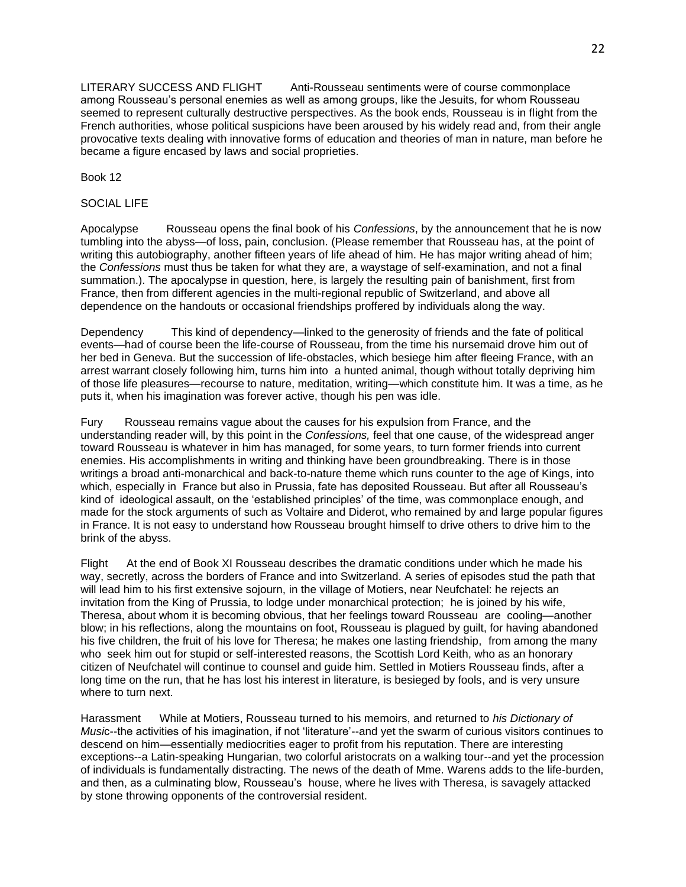LITERARY SUCCESS AND FLIGHT Anti-Rousseau sentiments were of course commonplace among Rousseau's personal enemies as well as among groups, like the Jesuits, for whom Rousseau seemed to represent culturally destructive perspectives. As the book ends, Rousseau is in flight from the French authorities, whose political suspicions have been aroused by his widely read and, from their angle provocative texts dealing with innovative forms of education and theories of man in nature, man before he became a figure encased by laws and social proprieties.

Book 12

SOCIAL LIFE

Apocalypse Rousseau opens the final book of his *Confessions*, by the announcement that he is now tumbling into the abyss—of loss, pain, conclusion. (Please remember that Rousseau has, at the point of writing this autobiography, another fifteen years of life ahead of him. He has major writing ahead of him; the *Confessions* must thus be taken for what they are, a waystage of self-examination, and not a final summation.). The apocalypse in question, here, is largely the resulting pain of banishment, first from France, then from different agencies in the multi-regional republic of Switzerland, and above all dependence on the handouts or occasional friendships proffered by individuals along the way.

Dependency This kind of dependency—linked to the generosity of friends and the fate of political events—had of course been the life-course of Rousseau, from the time his nursemaid drove him out of her bed in Geneva. But the succession of life-obstacles, which besiege him after fleeing France, with an arrest warrant closely following him, turns him into a hunted animal, though without totally depriving him of those life pleasures—recourse to nature, meditation, writing—which constitute him. It was a time, as he puts it, when his imagination was forever active, though his pen was idle.

Fury Rousseau remains vague about the causes for his expulsion from France, and the understanding reader will, by this point in the *Confessions,* feel that one cause, of the widespread anger toward Rousseau is whatever in him has managed, for some years, to turn former friends into current enemies. His accomplishments in writing and thinking have been groundbreaking. There is in those writings a broad anti-monarchical and back-to-nature theme which runs counter to the age of Kings, into which, especially in France but also in Prussia, fate has deposited Rousseau. But after all Rousseau's kind of ideological assault, on the 'established principles' of the time, was commonplace enough, and made for the stock arguments of such as Voltaire and Diderot, who remained by and large popular figures in France. It is not easy to understand how Rousseau brought himself to drive others to drive him to the brink of the abyss.

Flight At the end of Book XI Rousseau describes the dramatic conditions under which he made his way, secretly, across the borders of France and into Switzerland. A series of episodes stud the path that will lead him to his first extensive sojourn, in the village of Motiers, near Neufchatel: he rejects an invitation from the King of Prussia, to lodge under monarchical protection; he is joined by his wife, Theresa, about whom it is becoming obvious, that her feelings toward Rousseau are cooling—another blow; in his reflections, along the mountains on foot, Rousseau is plagued by guilt, for having abandoned his five children, the fruit of his love for Theresa; he makes one lasting friendship, from among the many who seek him out for stupid or self-interested reasons, the Scottish Lord Keith, who as an honorary citizen of Neufchatel will continue to counsel and guide him. Settled in Motiers Rousseau finds, after a long time on the run, that he has lost his interest in literature, is besieged by fools, and is very unsure where to turn next.

Harassment While at Motiers, Rousseau turned to his memoirs, and returned to *his Dictionary of Music*--the activities of his imagination, if not 'literature'--and yet the swarm of curious visitors continues to descend on him—essentially mediocrities eager to profit from his reputation. There are interesting exceptions--a Latin-speaking Hungarian, two colorful aristocrats on a walking tour--and yet the procession of individuals is fundamentally distracting. The news of the death of Mme. Warens adds to the life-burden, and then, as a culminating blow, Rousseau's house, where he lives with Theresa, is savagely attacked by stone throwing opponents of the controversial resident.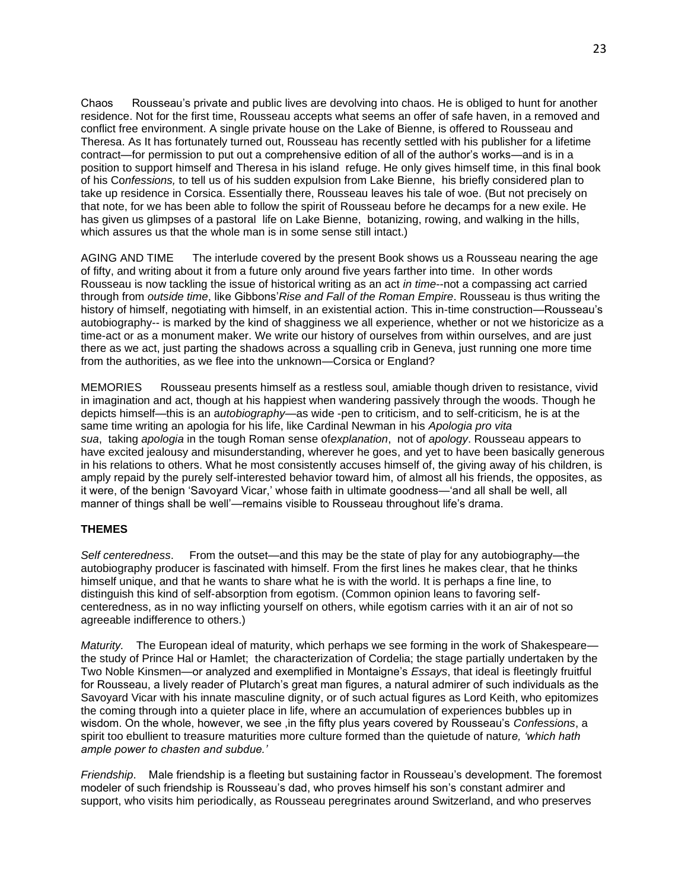Chaos    Rousseau's private and public lives are devolving into chaos. He is obliged to hunt for another residence. Not for the first time, Rousseau accepts what seems an offer of safe haven, in a removed and conflict free environment. A single private house on the Lake of Bienne, is offered to Rousseau and Theresa. As It has fortunately turned out, Rousseau has recently settled with his publisher for a lifetime contract—for permission to put out a comprehensive edition of all of the author's works—and is in a position to support himself and Theresa in his island refuge. He only gives himself time, in this final book of his Co*nfessions,* to tell us of his sudden expulsion from Lake Bienne, his briefly considered plan to take up residence in Corsica. Essentially there, Rousseau leaves his tale of woe. (But not precisely on that note, for we has been able to follow the spirit of Rousseau before he decamps for a new exile. He has given us glimpses of a pastoral life on Lake Bienne, botanizing, rowing, and walking in the hills, which assures us that the whole man is in some sense still intact.)

AGING AND TIME    The interlude covered by the present Book shows us a Rousseau nearing the age of fifty, and writing about it from a future only around five years farther into time. In other words Rousseau is now tackling the issue of historical writing as an act *in time*--not a compassing act carried through from *outside time*, like Gibbons'*Rise and Fall of the Roman Empire*. Rousseau is thus writing the history of himself, negotiating with himself, in an existential action. This in-time construction—Rousseau's autobiography-- is marked by the kind of shagginess we all experience, whether or not we historicize as a time-act or as a monument maker. We write our history of ourselves from within ourselves, and are just there as we act, just parting the shadows across a squalling crib in Geneva, just running one more time from the authorities, as we flee into the unknown—Corsica or England?

MEMORIES    Rousseau presents himself as a restless soul, amiable though driven to resistance, vivid in imagination and act, though at his happiest when wandering passively through the woods. Though he depicts himself—this is an a*utobiography*—as wide -pen to criticism, and to self-criticism, he is at the same time writing an apologia for his life, like Cardinal Newman in his *Apologia pro vita sua*, taking *apologia* in the tough Roman sense of*explanation*, not of *apology*. Rousseau appears to have excited jealousy and misunderstanding, wherever he goes, and yet to have been basically generous in his relations to others. What he most consistently accuses himself of, the giving away of his children, is amply repaid by the purely self-interested behavior toward him, of almost all his friends, the opposites, as it were, of the benign 'Savoyard Vicar,' whose faith in ultimate goodness—'and all shall be well, all manner of things shall be well'—remains visible to Rousseau throughout life's drama.

**THEMES**

*Self centeredness*.    From the outset—and this may be the state of play for any autobiography—the autobiography producer is fascinated with himself. From the first lines he makes clear, that he thinks himself unique, and that he wants to share what he is with the world. It is perhaps a fine line, to distinguish this kind of self-absorption from egotism. (Common opinion leans to favoring self-centeredness, as in no way inflicting yourself on others, while egotism carries with it an air of not so agreeable indifference to others.)

*Maturity.*    The European ideal of maturity, which perhaps we see forming in the work of Shakespeare—the study of Prince Hal or Hamlet; the characterization of Cordelia; the stage partially undertaken by the Two Noble Kinsmen—or analyzed and exemplified in Montaigne's *Essays*, that ideal is fleetingly fruitful for Rousseau, a lively reader of Plutarch's great man figures, a natural admirer of such individuals as the Savoyard Vicar with his innate masculine dignity, or of such actual figures as Lord Keith, who epitomizes the coming through into a quieter place in life, where an accumulation of experiences bubbles up in wisdom. On the whole, however, we see ,in the fifty plus years covered by Rousseau's *Confessions*, a spirit too ebullient to treasure maturities more culture formed than the quietude of natur*e, 'which hath ample power to chasten and subdue.'*

*Friendship*.    Male friendship is a fleeting but sustaining factor in Rousseau's development. The foremost modeler of such friendship is Rousseau's dad, who proves himself his son's constant admirer and support, who visits him periodically, as Rousseau peregrinates around Switzerland, and who preserves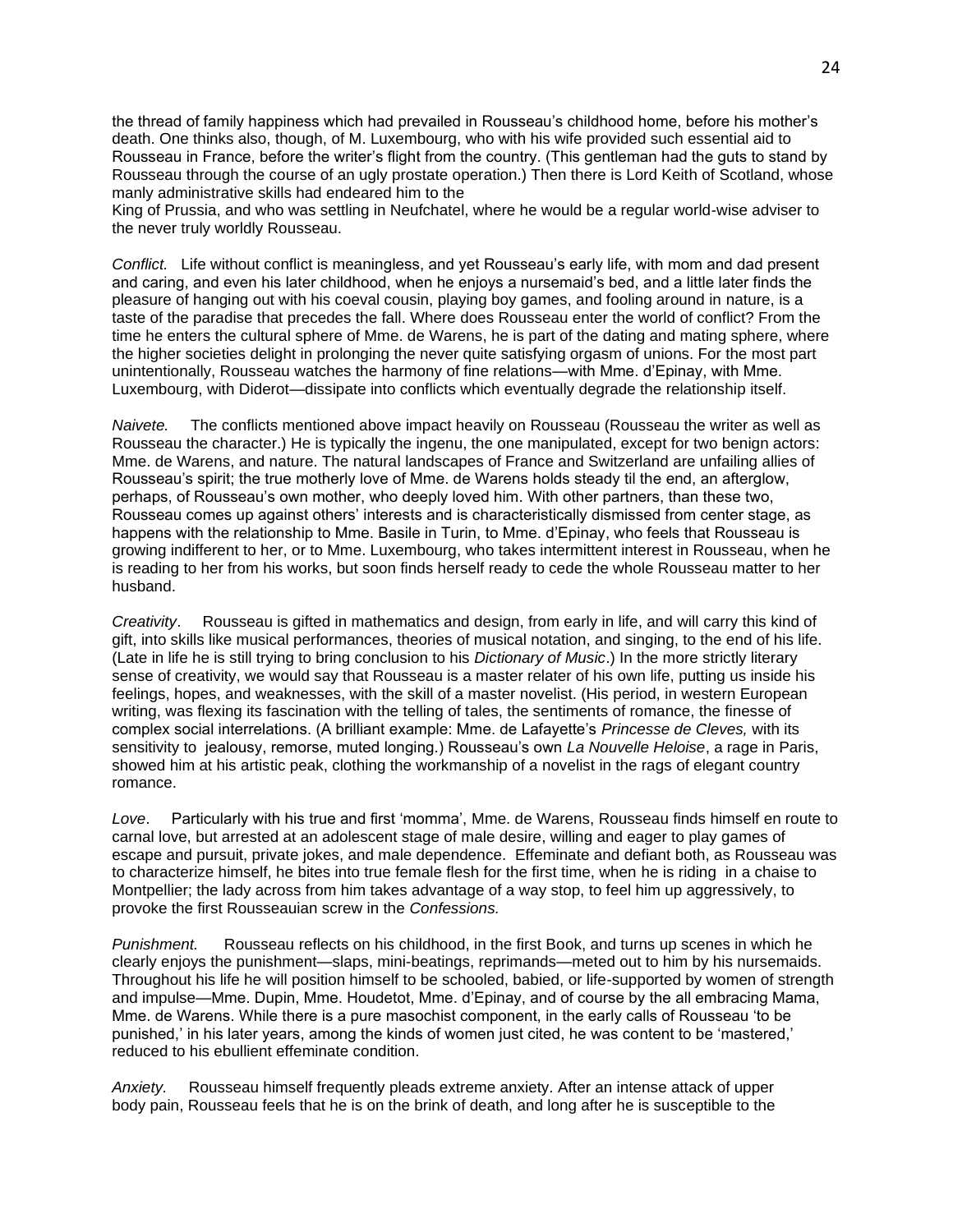the thread of family happiness which had prevailed in Rousseau's childhood home, before his mother's death. One thinks also, though, of M. Luxembourg, who with his wife provided such essential aid to Rousseau in France, before the writer's flight from the country. (This gentleman had the guts to stand by Rousseau through the course of an ugly prostate operation.) Then there is Lord Keith of Scotland, whose manly administrative skills had endeared him to the King of Prussia, and who was settling in Neufchatel, where he would be a regular world-wise adviser to the never truly worldly Rousseau.

*Conflict.* Life without conflict is meaningless, and yet Rousseau's early life, with mom and dad present and caring, and even his later childhood, when he enjoys a nursemaid's bed, and a little later finds the pleasure of hanging out with his coeval cousin, playing boy games, and fooling around in nature, is a taste of the paradise that precedes the fall. Where does Rousseau enter the world of conflict? From the time he enters the cultural sphere of Mme. de Warens, he is part of the dating and mating sphere, where the higher societies delight in prolonging the never quite satisfying orgasm of unions. For the most part unintentionally, Rousseau watches the harmony of fine relations—with Mme. d'Epinay, with Mme. Luxembourg, with Diderot—dissipate into conflicts which eventually degrade the relationship itself.

*Naivete.* The conflicts mentioned above impact heavily on Rousseau (Rousseau the writer as well as Rousseau the character.) He is typically the ingenu, the one manipulated, except for two benign actors: Mme. de Warens, and nature. The natural landscapes of France and Switzerland are unfailing allies of Rousseau's spirit; the true motherly love of Mme. de Warens holds steady til the end, an afterglow, perhaps, of Rousseau's own mother, who deeply loved him. With other partners, than these two, Rousseau comes up against others' interests and is characteristically dismissed from center stage, as happens with the relationship to Mme. Basile in Turin, to Mme. d'Epinay, who feels that Rousseau is growing indifferent to her, or to Mme. Luxembourg, who takes intermittent interest in Rousseau, when he is reading to her from his works, but soon finds herself ready to cede the whole Rousseau matter to her husband.

*Creativity*. Rousseau is gifted in mathematics and design, from early in life, and will carry this kind of gift, into skills like musical performances, theories of musical notation, and singing, to the end of his life. (Late in life he is still trying to bring conclusion to his *Dictionary of Music*.) In the more strictly literary sense of creativity, we would say that Rousseau is a master relater of his own life, putting us inside his feelings, hopes, and weaknesses, with the skill of a master novelist. (His period, in western European writing, was flexing its fascination with the telling of tales, the sentiments of romance, the finesse of complex social interrelations. (A brilliant example: Mme. de Lafayette's *Princesse de Cleves,* with its sensitivity to jealousy, remorse, muted longing.) Rousseau's own *La Nouvelle Heloise*, a rage in Paris, showed him at his artistic peak, clothing the workmanship of a novelist in the rags of elegant country romance.

*Love*. Particularly with his true and first 'momma', Mme. de Warens, Rousseau finds himself en route to carnal love, but arrested at an adolescent stage of male desire, willing and eager to play games of escape and pursuit, private jokes, and male dependence. Effeminate and defiant both, as Rousseau was to characterize himself, he bites into true female flesh for the first time, when he is riding in a chaise to Montpellier; the lady across from him takes advantage of a way stop, to feel him up aggressively, to provoke the first Rousseauian screw in the *Confessions.*

*Punishment.* Rousseau reflects on his childhood, in the first Book, and turns up scenes in which he clearly enjoys the punishment—slaps, mini-beatings, reprimands—meted out to him by his nursemaids. Throughout his life he will position himself to be schooled, babied, or life-supported by women of strength and impulse—Mme. Dupin, Mme. Houdetot, Mme. d'Epinay, and of course by the all embracing Mama, Mme. de Warens. While there is a pure masochist component, in the early calls of Rousseau 'to be punished,' in his later years, among the kinds of women just cited, he was content to be 'mastered,' reduced to his ebullient effeminate condition.

*Anxiety.* Rousseau himself frequently pleads extreme anxiety. After an intense attack of upper body pain, Rousseau feels that he is on the brink of death, and long after he is susceptible to the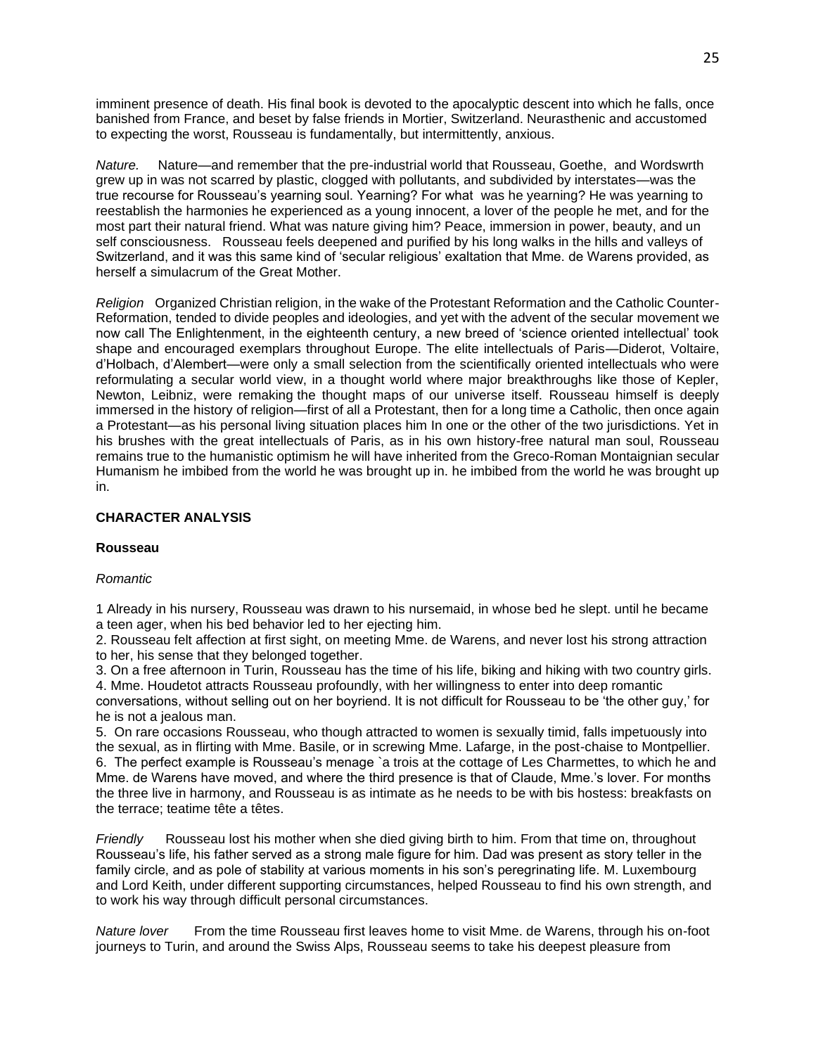imminent presence of death. His final book is devoted to the apocalyptic descent into which he falls, once banished from France, and beset by false friends in Mortier, Switzerland. Neurasthenic and accustomed to expecting the worst, Rousseau is fundamentally, but intermittently, anxious.

*Nature.* Nature—and remember that the pre-industrial world that Rousseau, Goethe, and Wordswrth grew up in was not scarred by plastic, clogged with pollutants, and subdivided by interstates—was the true recourse for Rousseau's yearning soul. Yearning? For what was he yearning? He was yearning to reestablish the harmonies he experienced as a young innocent, a lover of the people he met, and for the most part their natural friend. What was nature giving him? Peace, immersion in power, beauty, and un self consciousness. Rousseau feels deepened and purified by his long walks in the hills and valleys of Switzerland, and it was this same kind of 'secular religious' exaltation that Mme. de Warens provided, as herself a simulacrum of the Great Mother.

*Religion* Organized Christian religion, in the wake of the Protestant Reformation and the Catholic Counter-Reformation, tended to divide peoples and ideologies, and yet with the advent of the secular movement we now call The Enlightenment, in the eighteenth century, a new breed of 'science oriented intellectual' took shape and encouraged exemplars throughout Europe. The elite intellectuals of Paris—Diderot, Voltaire, d'Holbach, d'Alembert—were only a small selection from the scientifically oriented intellectuals who were reformulating a secular world view, in a thought world where major breakthroughs like those of Kepler, Newton, Leibniz, were remaking the thought maps of our universe itself. Rousseau himself is deeply immersed in the history of religion—first of all a Protestant, then for a long time a Catholic, then once again a Protestant—as his personal living situation places him In one or the other of the two jurisdictions. Yet in his brushes with the great intellectuals of Paris, as in his own history-free natural man soul, Rousseau remains true to the humanistic optimism he will have inherited from the Greco-Roman Montaignian secular Humanism he imbibed from the world he was brought up in. he imbibed from the world he was brought up in.

## CHARACTER ANALYSIS

### Rousseau

*Romantic*

1 Already in his nursery, Rousseau was drawn to his nursemaid, in whose bed he slept. until he became a teen ager, when his bed behavior led to her ejecting him.
2. Rousseau felt affection at first sight, on meeting Mme. de Warens, and never lost his strong attraction to her, his sense that they belonged together.
3. On a free afternoon in Turin, Rousseau has the time of his life, biking and hiking with two country girls.
4. Mme. Houdetot attracts Rousseau profoundly, with her willingness to enter into deep romantic conversations, without selling out on her boyriend. It is not difficult for Rousseau to be 'the other guy,' for he is not a jealous man.
5. On rare occasions Rousseau, who though attracted to women is sexually timid, falls impetuously into the sexual, as in flirting with Mme. Basile, or in screwing Mme. Lafarge, in the post-chaise to Montpellier.
6. The perfect example is Rousseau's menage `a trois at the cottage of Les Charmettes, to which he and Mme. de Warens have moved, and where the third presence is that of Claude, Mme.'s lover. For months the three live in harmony, and Rousseau is as intimate as he needs to be with bis hostess: breakfasts on the terrace; teatime tête a têtes.

*Friendly* Rousseau lost his mother when she died giving birth to him. From that time on, throughout Rousseau's life, his father served as a strong male figure for him. Dad was present as story teller in the family circle, and as pole of stability at various moments in his son's peregrinating life. M. Luxembourg and Lord Keith, under different supporting circumstances, helped Rousseau to find his own strength, and to work his way through difficult personal circumstances.

*Nature lover* From the time Rousseau first leaves home to visit Mme. de Warens, through his on-foot journeys to Turin, and around the Swiss Alps, Rousseau seems to take his deepest pleasure from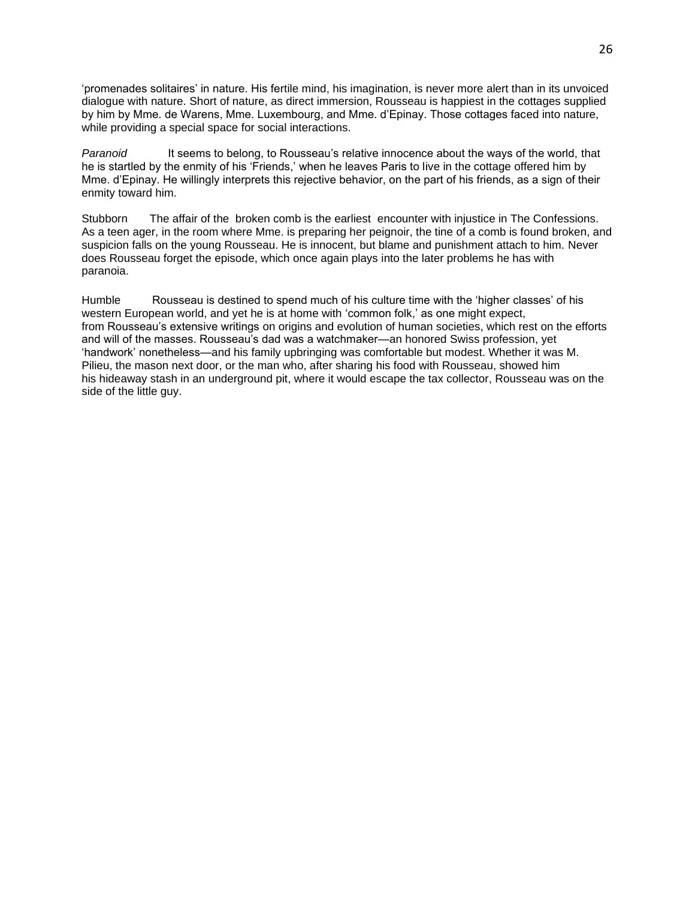'promenades solitaires' in nature. His fertile mind, his imagination, is never more alert than in its unvoiced dialogue with nature. Short of nature, as direct immersion, Rousseau is happiest in the cottages supplied by him by Mme. de Warens, Mme. Luxembourg, and Mme. d'Epinay. Those cottages faced into nature, while providing a special space for social interactions.

*Paranoid* It seems to belong, to Rousseau's relative innocence about the ways of the world, that he is startled by the enmity of his 'Friends,' when he leaves Paris to live in the cottage offered him by Mme. d'Epinay. He willingly interprets this rejective behavior, on the part of his friends, as a sign of their enmity toward him.

Stubborn The affair of the broken comb is the earliest encounter with injustice in The Confessions. As a teen ager, in the room where Mme. is preparing her peignoir, the tine of a comb is found broken, and suspicion falls on the young Rousseau. He is innocent, but blame and punishment attach to him. Never does Rousseau forget the episode, which once again plays into the later problems he has with paranoia.

Humble Rousseau is destined to spend much of his culture time with the 'higher classes' of his western European world, and yet he is at home with 'common folk,' as one might expect, from Rousseau's extensive writings on origins and evolution of human societies, which rest on the efforts and will of the masses. Rousseau's dad was a watchmaker—an honored Swiss profession, yet 'handwork' nonetheless—and his family upbringing was comfortable but modest. Whether it was M. Pilieu, the mason next door, or the man who, after sharing his food with Rousseau, showed him his hideaway stash in an underground pit, where it would escape the tax collector, Rousseau was on the side of the little guy.